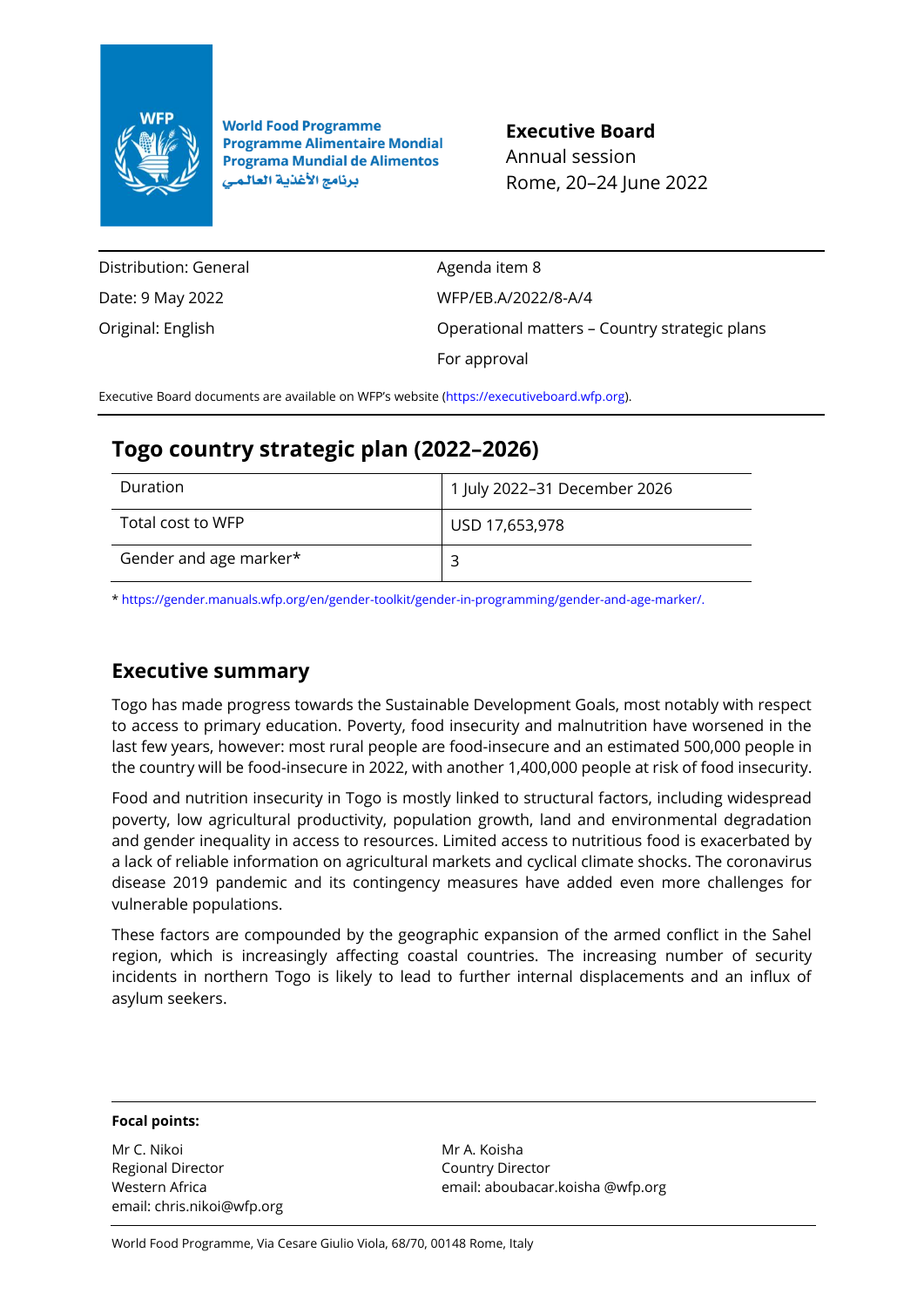World Food Programme
Programme Alimentaire Mondial
Programa Mundial de Alimentos
برنامج الأغذية العالمي

**Executive Board**
Annual session
Rome, 20–24 June 2022

| | |
|---|---|
| Distribution: General | Agenda item 8 |
| Date: 9 May 2022 | WFP/EB.A/2022/8-A/4 |
| Original: English | Operational matters – Country strategic plans |
| | For approval |

Executive Board documents are available on WFP's website (https://executiveboard.wfp.org).

# Togo country strategic plan (2022–2026)

| | |
|---|---|
| Duration | 1 July 2022–31 December 2026 |
| Total cost to WFP | USD 17,653,978 |
| Gender and age marker* | 3 |

\* https://gender.manuals.wfp.org/en/gender-toolkit/gender-in-programming/gender-and-age-marker/.

## Executive summary

Togo has made progress towards the Sustainable Development Goals, most notably with respect to access to primary education. Poverty, food insecurity and malnutrition have worsened in the last few years, however: most rural people are food-insecure and an estimated 500,000 people in the country will be food-insecure in 2022, with another 1,400,000 people at risk of food insecurity.

Food and nutrition insecurity in Togo is mostly linked to structural factors, including widespread poverty, low agricultural productivity, population growth, land and environmental degradation and gender inequality in access to resources. Limited access to nutritious food is exacerbated by a lack of reliable information on agricultural markets and cyclical climate shocks. The coronavirus disease 2019 pandemic and its contingency measures have added even more challenges for vulnerable populations.

These factors are compounded by the geographic expansion of the armed conflict in the Sahel region, which is increasingly affecting coastal countries. The increasing number of security incidents in northern Togo is likely to lead to further internal displacements and an influx of asylum seekers.

**Focal points:**

Mr C. Nikoi
Regional Director
Western Africa
email: chris.nikoi@wfp.org

Mr A. Koisha
Country Director
email: aboubacar.koisha @wfp.org

World Food Programme, Via Cesare Giulio Viola, 68/70, 00148 Rome, Italy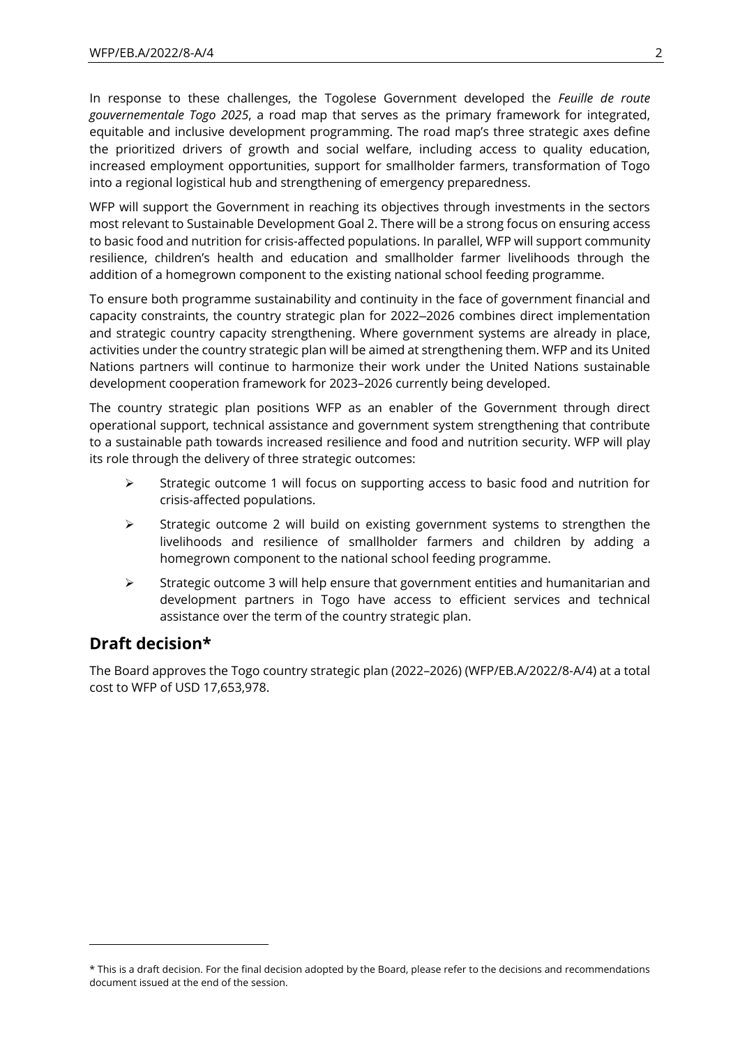In response to these challenges, the Togolese Government developed the *Feuille de route gouvernementale Togo 2025*, a road map that serves as the primary framework for integrated, equitable and inclusive development programming. The road map's three strategic axes define the prioritized drivers of growth and social welfare, including access to quality education, increased employment opportunities, support for smallholder farmers, transformation of Togo into a regional logistical hub and strengthening of emergency preparedness.

WFP will support the Government in reaching its objectives through investments in the sectors most relevant to Sustainable Development Goal 2. There will be a strong focus on ensuring access to basic food and nutrition for crisis-affected populations. In parallel, WFP will support community resilience, children's health and education and smallholder farmer livelihoods through the addition of a homegrown component to the existing national school feeding programme.

To ensure both programme sustainability and continuity in the face of government financial and capacity constraints, the country strategic plan for 2022–2026 combines direct implementation and strategic country capacity strengthening. Where government systems are already in place, activities under the country strategic plan will be aimed at strengthening them. WFP and its United Nations partners will continue to harmonize their work under the United Nations sustainable development cooperation framework for 2023–2026 currently being developed.

The country strategic plan positions WFP as an enabler of the Government through direct operational support, technical assistance and government system strengthening that contribute to a sustainable path towards increased resilience and food and nutrition security. WFP will play its role through the delivery of three strategic outcomes:

- Strategic outcome 1 will focus on supporting access to basic food and nutrition for crisis-affected populations.
- Strategic outcome 2 will build on existing government systems to strengthen the livelihoods and resilience of smallholder farmers and children by adding a homegrown component to the national school feeding programme.
- Strategic outcome 3 will help ensure that government entities and humanitarian and development partners in Togo have access to efficient services and technical assistance over the term of the country strategic plan.

## Draft decision*

The Board approves the Togo country strategic plan (2022–2026) (WFP/EB.A/2022/8-A/4) at a total cost to WFP of USD 17,653,978.

\* This is a draft decision. For the final decision adopted by the Board, please refer to the decisions and recommendations document issued at the end of the session.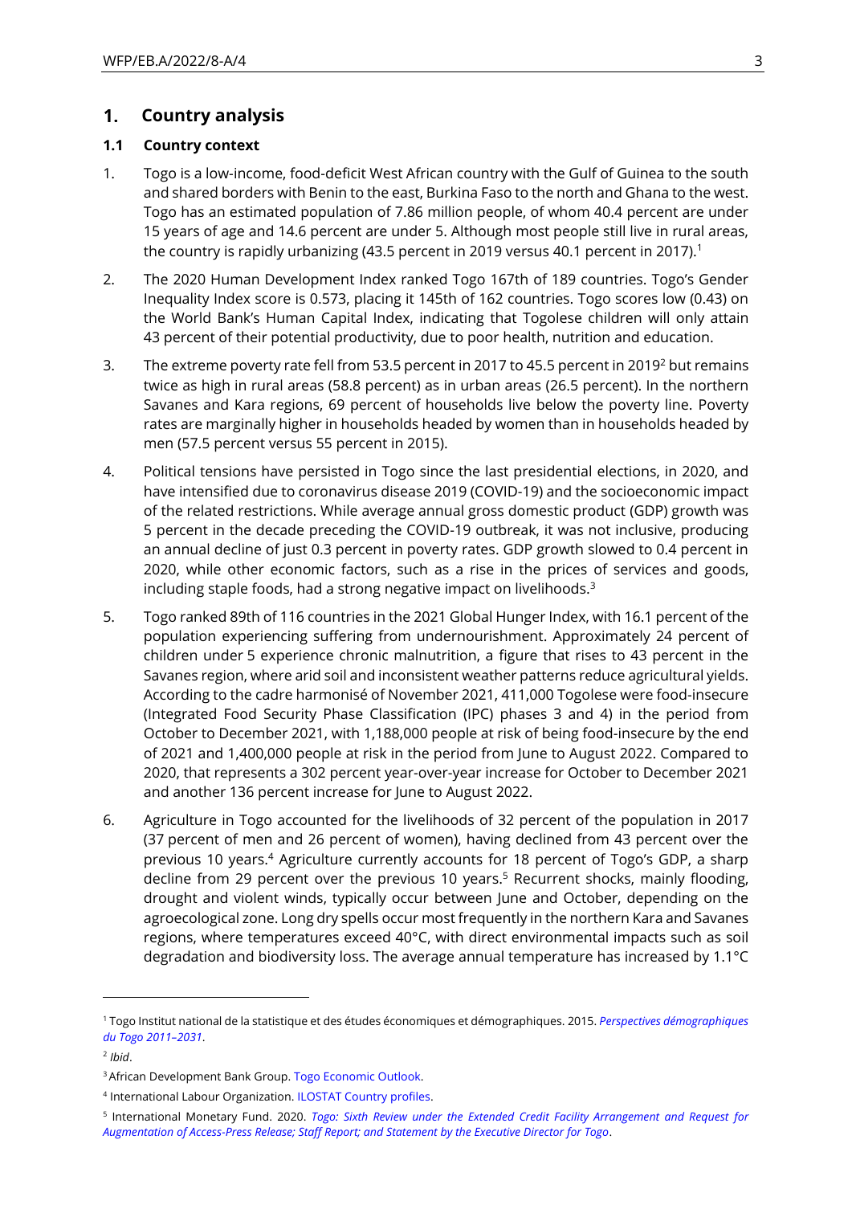# 1. Country analysis

## 1.1 Country context

1. Togo is a low-income, food-deficit West African country with the Gulf of Guinea to the south and shared borders with Benin to the east, Burkina Faso to the north and Ghana to the west. Togo has an estimated population of 7.86 million people, of whom 40.4 percent are under 15 years of age and 14.6 percent are under 5. Although most people still live in rural areas, the country is rapidly urbanizing (43.5 percent in 2019 versus 40.1 percent in 2017).[1]

2. The 2020 Human Development Index ranked Togo 167th of 189 countries. Togo's Gender Inequality Index score is 0.573, placing it 145th of 162 countries. Togo scores low (0.43) on the World Bank's Human Capital Index, indicating that Togolese children will only attain 43 percent of their potential productivity, due to poor health, nutrition and education.

3. The extreme poverty rate fell from 53.5 percent in 2017 to 45.5 percent in 2019[2] but remains twice as high in rural areas (58.8 percent) as in urban areas (26.5 percent). In the northern Savanes and Kara regions, 69 percent of households live below the poverty line. Poverty rates are marginally higher in households headed by women than in households headed by men (57.5 percent versus 55 percent in 2015).

4. Political tensions have persisted in Togo since the last presidential elections, in 2020, and have intensified due to coronavirus disease 2019 (COVID-19) and the socioeconomic impact of the related restrictions. While average annual gross domestic product (GDP) growth was 5 percent in the decade preceding the COVID-19 outbreak, it was not inclusive, producing an annual decline of just 0.3 percent in poverty rates. GDP growth slowed to 0.4 percent in 2020, while other economic factors, such as a rise in the prices of services and goods, including staple foods, had a strong negative impact on livelihoods.[3]

5. Togo ranked 89th of 116 countries in the 2021 Global Hunger Index, with 16.1 percent of the population experiencing suffering from undernourishment. Approximately 24 percent of children under 5 experience chronic malnutrition, a figure that rises to 43 percent in the Savanes region, where arid soil and inconsistent weather patterns reduce agricultural yields. According to the cadre harmonisé of November 2021, 411,000 Togolese were food-insecure (Integrated Food Security Phase Classification (IPC) phases 3 and 4) in the period from October to December 2021, with 1,188,000 people at risk of being food-insecure by the end of 2021 and 1,400,000 people at risk in the period from June to August 2022. Compared to 2020, that represents a 302 percent year-over-year increase for October to December 2021 and another 136 percent increase for June to August 2022.

6. Agriculture in Togo accounted for the livelihoods of 32 percent of the population in 2017 (37 percent of men and 26 percent of women), having declined from 43 percent over the previous 10 years.[4] Agriculture currently accounts for 18 percent of Togo's GDP, a sharp decline from 29 percent over the previous 10 years.[5] Recurrent shocks, mainly flooding, drought and violent winds, typically occur between June and October, depending on the agroecological zone. Long dry spells occur most frequently in the northern Kara and Savanes regions, where temperatures exceed 40°C, with direct environmental impacts such as soil degradation and biodiversity loss. The average annual temperature has increased by 1.1°C

---

[1] Togo Institut national de la statistique et des études économiques et démographiques. 2015. *Perspectives démographiques du Togo 2011–2031*.

[2] *Ibid*.

[3] African Development Bank Group. Togo Economic Outlook.

[4] International Labour Organization. ILOSTAT Country profiles.

[5] International Monetary Fund. 2020. *Togo: Sixth Review under the Extended Credit Facility Arrangement and Request for Augmentation of Access-Press Release; Staff Report; and Statement by the Executive Director for Togo*.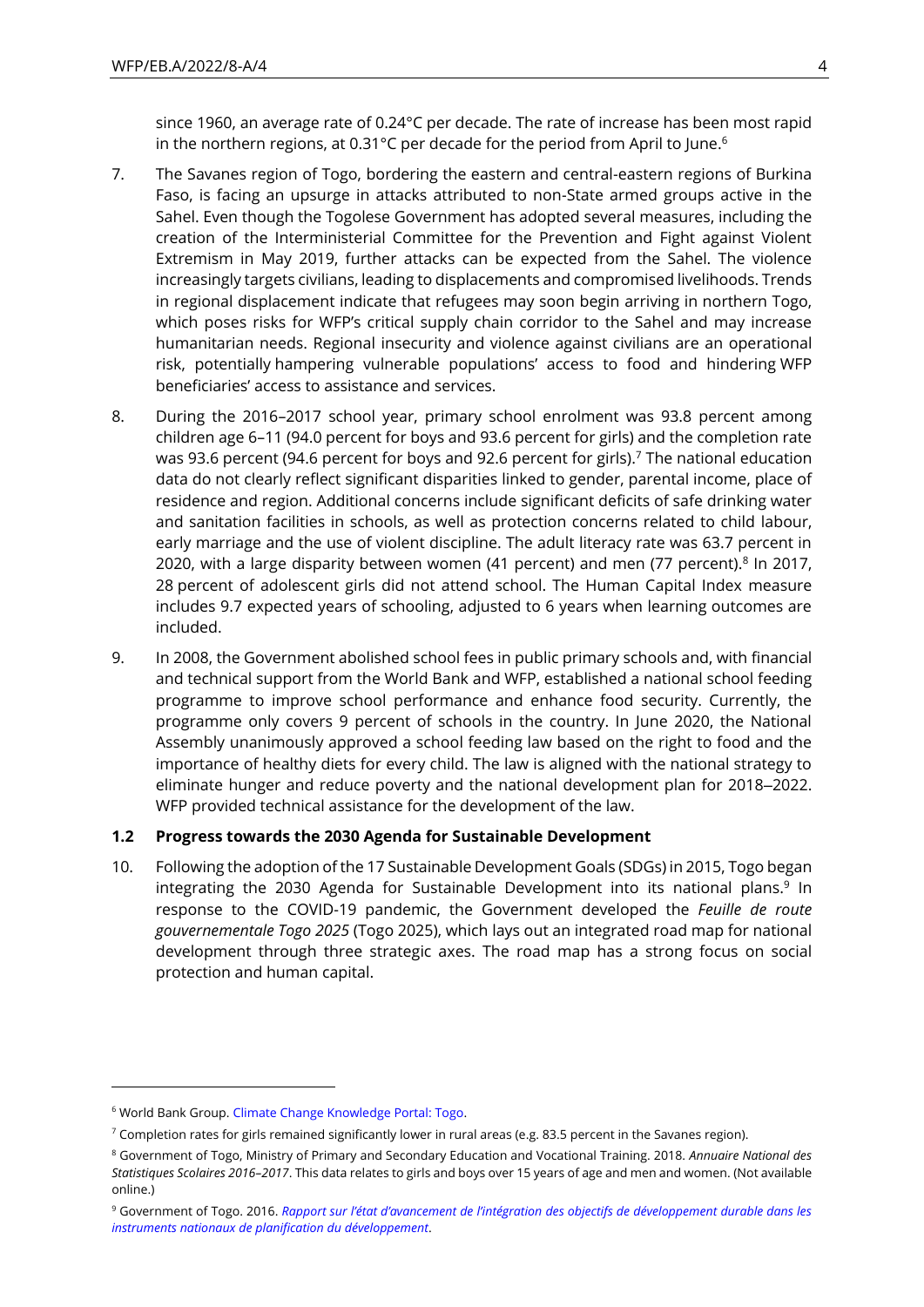since 1960, an average rate of 0.24°C per decade. The rate of increase has been most rapid in the northern regions, at 0.31°C per decade for the period from April to June.[6]

7. The Savanes region of Togo, bordering the eastern and central-eastern regions of Burkina Faso, is facing an upsurge in attacks attributed to non-State armed groups active in the Sahel. Even though the Togolese Government has adopted several measures, including the creation of the Interministerial Committee for the Prevention and Fight against Violent Extremism in May 2019, further attacks can be expected from the Sahel. The violence increasingly targets civilians, leading to displacements and compromised livelihoods. Trends in regional displacement indicate that refugees may soon begin arriving in northern Togo, which poses risks for WFP's critical supply chain corridor to the Sahel and may increase humanitarian needs. Regional insecurity and violence against civilians are an operational risk, potentially hampering vulnerable populations' access to food and hindering WFP beneficiaries' access to assistance and services.

8. During the 2016–2017 school year, primary school enrolment was 93.8 percent among children age 6–11 (94.0 percent for boys and 93.6 percent for girls) and the completion rate was 93.6 percent (94.6 percent for boys and 92.6 percent for girls).[7] The national education data do not clearly reflect significant disparities linked to gender, parental income, place of residence and region. Additional concerns include significant deficits of safe drinking water and sanitation facilities in schools, as well as protection concerns related to child labour, early marriage and the use of violent discipline. The adult literacy rate was 63.7 percent in 2020, with a large disparity between women (41 percent) and men (77 percent).[8] In 2017, 28 percent of adolescent girls did not attend school. The Human Capital Index measure includes 9.7 expected years of schooling, adjusted to 6 years when learning outcomes are included.

9. In 2008, the Government abolished school fees in public primary schools and, with financial and technical support from the World Bank and WFP, established a national school feeding programme to improve school performance and enhance food security. Currently, the programme only covers 9 percent of schools in the country. In June 2020, the National Assembly unanimously approved a school feeding law based on the right to food and the importance of healthy diets for every child. The law is aligned with the national strategy to eliminate hunger and reduce poverty and the national development plan for 2018–2022. WFP provided technical assistance for the development of the law.

### 1.2 Progress towards the 2030 Agenda for Sustainable Development

10. Following the adoption of the 17 Sustainable Development Goals (SDGs) in 2015, Togo began integrating the 2030 Agenda for Sustainable Development into its national plans.[9] In response to the COVID-19 pandemic, the Government developed the *Feuille de route gouvernementale Togo 2025* (Togo 2025), which lays out an integrated road map for national development through three strategic axes. The road map has a strong focus on social protection and human capital.

---

[6] World Bank Group. Climate Change Knowledge Portal: Togo.

[7] Completion rates for girls remained significantly lower in rural areas (e.g. 83.5 percent in the Savanes region).

[8] Government of Togo, Ministry of Primary and Secondary Education and Vocational Training. 2018. *Annuaire National des Statistiques Scolaires 2016–2017*. This data relates to girls and boys over 15 years of age and men and women. (Not available online.)

[9] Government of Togo. 2016. *Rapport sur l'état d'avancement de l'intégration des objectifs de développement durable dans les instruments nationaux de planification du développement*.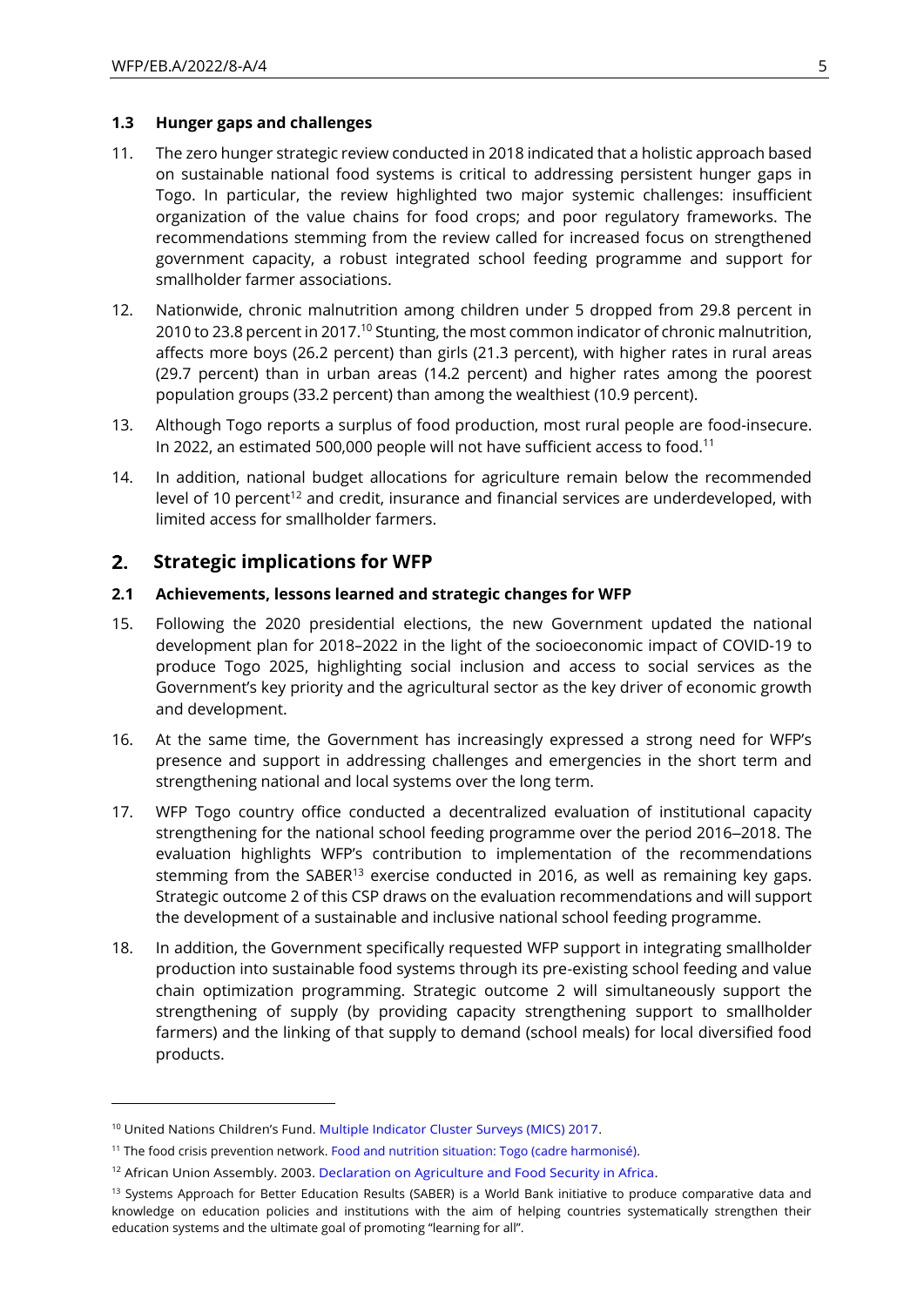### 1.3 Hunger gaps and challenges

11. The zero hunger strategic review conducted in 2018 indicated that a holistic approach based on sustainable national food systems is critical to addressing persistent hunger gaps in Togo. In particular, the review highlighted two major systemic challenges: insufficient organization of the value chains for food crops; and poor regulatory frameworks. The recommendations stemming from the review called for increased focus on strengthened government capacity, a robust integrated school feeding programme and support for smallholder farmer associations.

12. Nationwide, chronic malnutrition among children under 5 dropped from 29.8 percent in 2010 to 23.8 percent in 2017.[10] Stunting, the most common indicator of chronic malnutrition, affects more boys (26.2 percent) than girls (21.3 percent), with higher rates in rural areas (29.7 percent) than in urban areas (14.2 percent) and higher rates among the poorest population groups (33.2 percent) than among the wealthiest (10.9 percent).

13. Although Togo reports a surplus of food production, most rural people are food-insecure. In 2022, an estimated 500,000 people will not have sufficient access to food.[11]

14. In addition, national budget allocations for agriculture remain below the recommended level of 10 percent[12] and credit, insurance and financial services are underdeveloped, with limited access for smallholder farmers.

## 2. Strategic implications for WFP

### 2.1 Achievements, lessons learned and strategic changes for WFP

15. Following the 2020 presidential elections, the new Government updated the national development plan for 2018–2022 in the light of the socioeconomic impact of COVID-19 to produce Togo 2025, highlighting social inclusion and access to social services as the Government's key priority and the agricultural sector as the key driver of economic growth and development.

16. At the same time, the Government has increasingly expressed a strong need for WFP's presence and support in addressing challenges and emergencies in the short term and strengthening national and local systems over the long term.

17. WFP Togo country office conducted a decentralized evaluation of institutional capacity strengthening for the national school feeding programme over the period 2016–2018. The evaluation highlights WFP's contribution to implementation of the recommendations stemming from the SABER[13] exercise conducted in 2016, as well as remaining key gaps. Strategic outcome 2 of this CSP draws on the evaluation recommendations and will support the development of a sustainable and inclusive national school feeding programme.

18. In addition, the Government specifically requested WFP support in integrating smallholder production into sustainable food systems through its pre-existing school feeding and value chain optimization programming. Strategic outcome 2 will simultaneously support the strengthening of supply (by providing capacity strengthening support to smallholder farmers) and the linking of that supply to demand (school meals) for local diversified food products.

---

[10] United Nations Children's Fund. Multiple Indicator Cluster Surveys (MICS) 2017.

[11] The food crisis prevention network. Food and nutrition situation: Togo (cadre harmonisé).

[12] African Union Assembly. 2003. Declaration on Agriculture and Food Security in Africa.

[13] Systems Approach for Better Education Results (SABER) is a World Bank initiative to produce comparative data and knowledge on education policies and institutions with the aim of helping countries systematically strengthen their education systems and the ultimate goal of promoting "learning for all".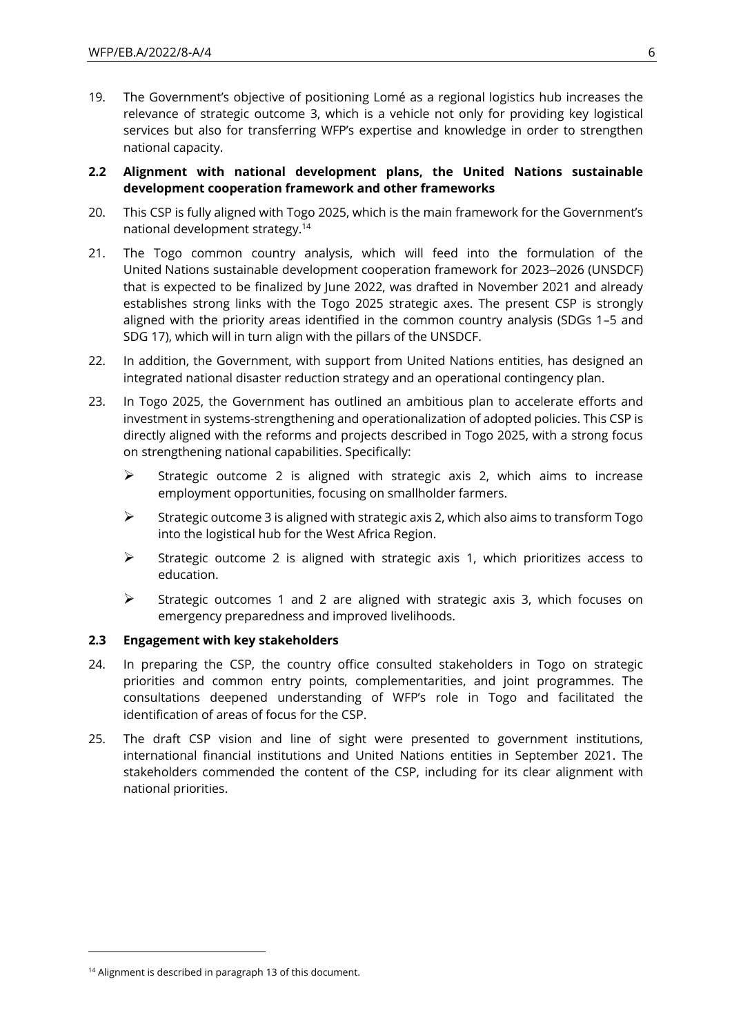19. The Government's objective of positioning Lomé as a regional logistics hub increases the relevance of strategic outcome 3, which is a vehicle not only for providing key logistical services but also for transferring WFP's expertise and knowledge in order to strengthen national capacity.

### 2.2 Alignment with national development plans, the United Nations sustainable development cooperation framework and other frameworks

20. This CSP is fully aligned with Togo 2025, which is the main framework for the Government's national development strategy.[14]

21. The Togo common country analysis, which will feed into the formulation of the United Nations sustainable development cooperation framework for 2023–2026 (UNSDCF) that is expected to be finalized by June 2022, was drafted in November 2021 and already establishes strong links with the Togo 2025 strategic axes. The present CSP is strongly aligned with the priority areas identified in the common country analysis (SDGs 1–5 and SDG 17), which will in turn align with the pillars of the UNSDCF.

22. In addition, the Government, with support from United Nations entities, has designed an integrated national disaster reduction strategy and an operational contingency plan.

23. In Togo 2025, the Government has outlined an ambitious plan to accelerate efforts and investment in systems-strengthening and operationalization of adopted policies. This CSP is directly aligned with the reforms and projects described in Togo 2025, with a strong focus on strengthening national capabilities. Specifically:

    - Strategic outcome 2 is aligned with strategic axis 2, which aims to increase employment opportunities, focusing on smallholder farmers.
    - Strategic outcome 3 is aligned with strategic axis 2, which also aims to transform Togo into the logistical hub for the West Africa Region.
    - Strategic outcome 2 is aligned with strategic axis 1, which prioritizes access to education.
    - Strategic outcomes 1 and 2 are aligned with strategic axis 3, which focuses on emergency preparedness and improved livelihoods.

### 2.3 Engagement with key stakeholders

24. In preparing the CSP, the country office consulted stakeholders in Togo on strategic priorities and common entry points, complementarities, and joint programmes. The consultations deepened understanding of WFP's role in Togo and facilitated the identification of areas of focus for the CSP.

25. The draft CSP vision and line of sight were presented to government institutions, international financial institutions and United Nations entities in September 2021. The stakeholders commended the content of the CSP, including for its clear alignment with national priorities.

---

[14] Alignment is described in paragraph 13 of this document.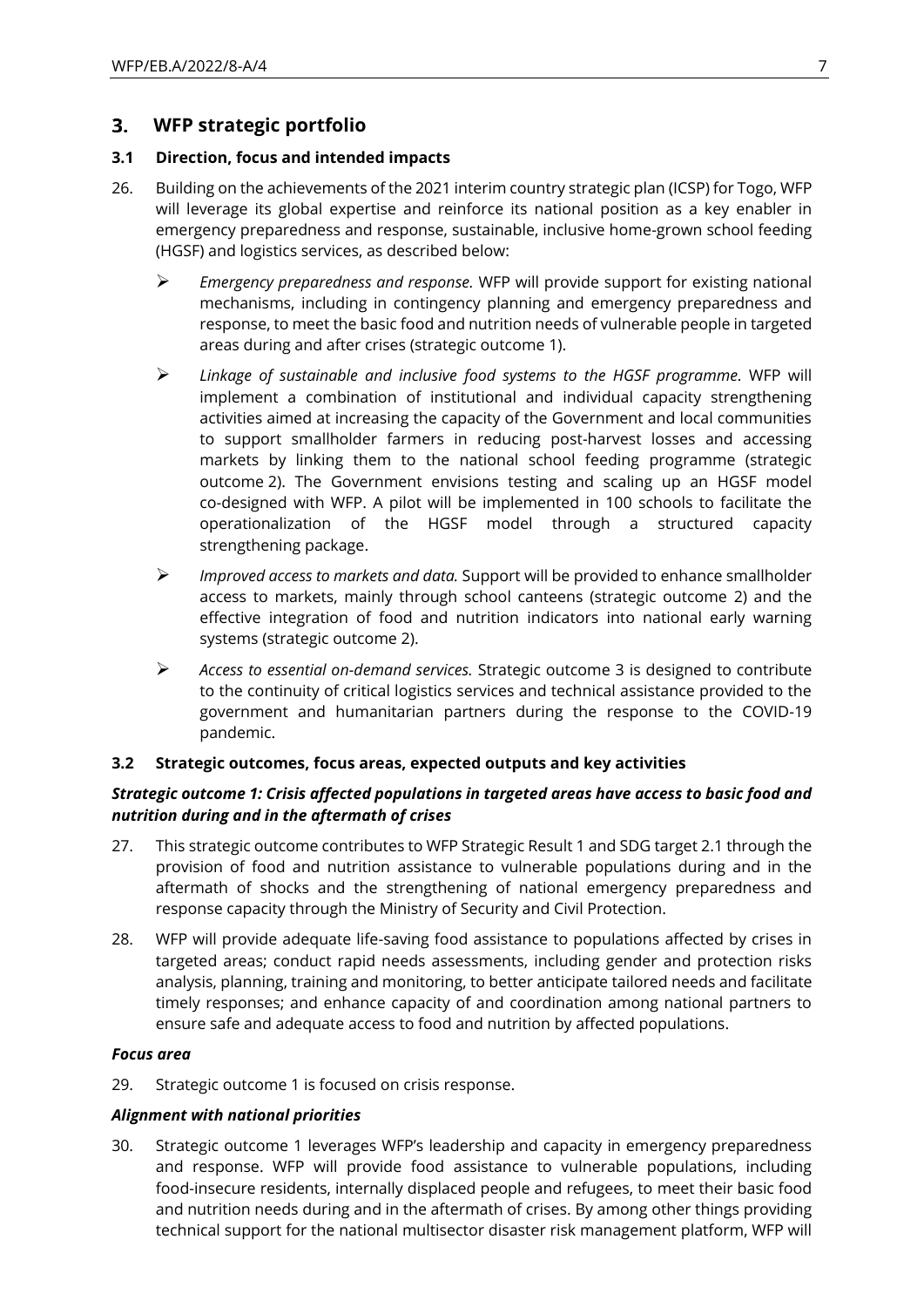## 3. WFP strategic portfolio

### 3.1 Direction, focus and intended impacts

26. Building on the achievements of the 2021 interim country strategic plan (ICSP) for Togo, WFP will leverage its global expertise and reinforce its national position as a key enabler in emergency preparedness and response, sustainable, inclusive home-grown school feeding (HGSF) and logistics services, as described below:

   - *Emergency preparedness and response.* WFP will provide support for existing national mechanisms, including in contingency planning and emergency preparedness and response, to meet the basic food and nutrition needs of vulnerable people in targeted areas during and after crises (strategic outcome 1).
   - *Linkage of sustainable and inclusive food systems to the HGSF programme.* WFP will implement a combination of institutional and individual capacity strengthening activities aimed at increasing the capacity of the Government and local communities to support smallholder farmers in reducing post-harvest losses and accessing markets by linking them to the national school feeding programme (strategic outcome 2). The Government envisions testing and scaling up an HGSF model co-designed with WFP. A pilot will be implemented in 100 schools to facilitate the operationalization of the HGSF model through a structured capacity strengthening package.
   - *Improved access to markets and data.* Support will be provided to enhance smallholder access to markets, mainly through school canteens (strategic outcome 2) and the effective integration of food and nutrition indicators into national early warning systems (strategic outcome 2).
   - *Access to essential on-demand services.* Strategic outcome 3 is designed to contribute to the continuity of critical logistics services and technical assistance provided to the government and humanitarian partners during the response to the COVID-19 pandemic.

### 3.2 Strategic outcomes, focus areas, expected outputs and key activities

***Strategic outcome 1: Crisis affected populations in targeted areas have access to basic food and nutrition during and in the aftermath of crises***

27. This strategic outcome contributes to WFP Strategic Result 1 and SDG target 2.1 through the provision of food and nutrition assistance to vulnerable populations during and in the aftermath of shocks and the strengthening of national emergency preparedness and response capacity through the Ministry of Security and Civil Protection.

28. WFP will provide adequate life-saving food assistance to populations affected by crises in targeted areas; conduct rapid needs assessments, including gender and protection risks analysis, planning, training and monitoring, to better anticipate tailored needs and facilitate timely responses; and enhance capacity of and coordination among national partners to ensure safe and adequate access to food and nutrition by affected populations.

***Focus area***

29. Strategic outcome 1 is focused on crisis response.

***Alignment with national priorities***

30. Strategic outcome 1 leverages WFP's leadership and capacity in emergency preparedness and response. WFP will provide food assistance to vulnerable populations, including food-insecure residents, internally displaced people and refugees, to meet their basic food and nutrition needs during and in the aftermath of crises. By among other things providing technical support for the national multisector disaster risk management platform, WFP will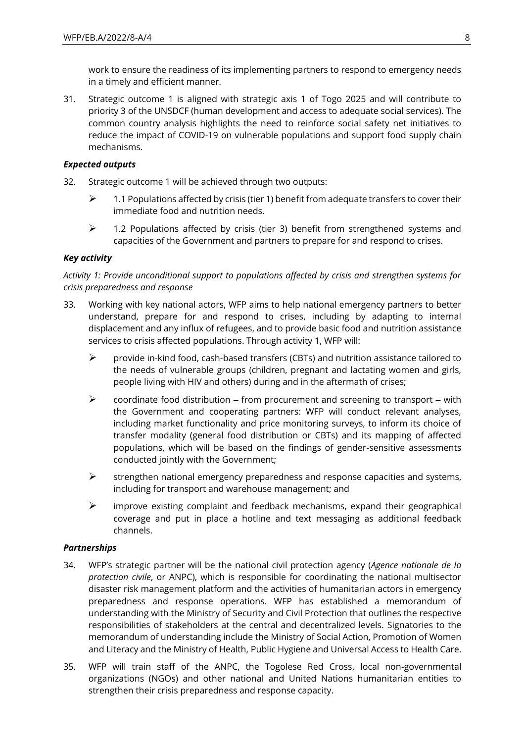work to ensure the readiness of its implementing partners to respond to emergency needs in a timely and efficient manner.

31. Strategic outcome 1 is aligned with strategic axis 1 of Togo 2025 and will contribute to priority 3 of the UNSDCF (human development and access to adequate social services). The common country analysis highlights the need to reinforce social safety net initiatives to reduce the impact of COVID-19 on vulnerable populations and support food supply chain mechanisms.

***Expected outputs***

32. Strategic outcome 1 will be achieved through two outputs:

    - 1.1 Populations affected by crisis (tier 1) benefit from adequate transfers to cover their immediate food and nutrition needs.
    - 1.2 Populations affected by crisis (tier 3) benefit from strengthened systems and capacities of the Government and partners to prepare for and respond to crises.

***Key activity***

*Activity 1: Provide unconditional support to populations affected by crisis and strengthen systems for crisis preparedness and response*

33. Working with key national actors, WFP aims to help national emergency partners to better understand, prepare for and respond to crises, including by adapting to internal displacement and any influx of refugees, and to provide basic food and nutrition assistance services to crisis affected populations. Through activity 1, WFP will:

    - provide in-kind food, cash-based transfers (CBTs) and nutrition assistance tailored to the needs of vulnerable groups (children, pregnant and lactating women and girls, people living with HIV and others) during and in the aftermath of crises;
    - coordinate food distribution – from procurement and screening to transport – with the Government and cooperating partners: WFP will conduct relevant analyses, including market functionality and price monitoring surveys, to inform its choice of transfer modality (general food distribution or CBTs) and its mapping of affected populations, which will be based on the findings of gender-sensitive assessments conducted jointly with the Government;
    - strengthen national emergency preparedness and response capacities and systems, including for transport and warehouse management; and
    - improve existing complaint and feedback mechanisms, expand their geographical coverage and put in place a hotline and text messaging as additional feedback channels.

***Partnerships***

34. WFP's strategic partner will be the national civil protection agency (*Agence nationale de la protection civile*, or ANPC), which is responsible for coordinating the national multisector disaster risk management platform and the activities of humanitarian actors in emergency preparedness and response operations. WFP has established a memorandum of understanding with the Ministry of Security and Civil Protection that outlines the respective responsibilities of stakeholders at the central and decentralized levels. Signatories to the memorandum of understanding include the Ministry of Social Action, Promotion of Women and Literacy and the Ministry of Health, Public Hygiene and Universal Access to Health Care.

35. WFP will train staff of the ANPC, the Togolese Red Cross, local non-governmental organizations (NGOs) and other national and United Nations humanitarian entities to strengthen their crisis preparedness and response capacity.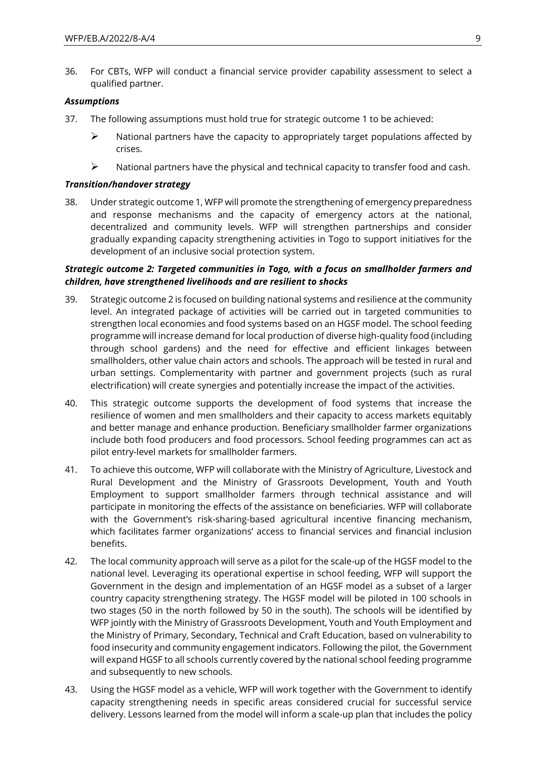36. For CBTs, WFP will conduct a financial service provider capability assessment to select a qualified partner.

***Assumptions***

37. The following assumptions must hold true for strategic outcome 1 to be achieved:

    - National partners have the capacity to appropriately target populations affected by crises.
    - National partners have the physical and technical capacity to transfer food and cash.

***Transition/handover strategy***

38. Under strategic outcome 1, WFP will promote the strengthening of emergency preparedness and response mechanisms and the capacity of emergency actors at the national, decentralized and community levels. WFP will strengthen partnerships and consider gradually expanding capacity strengthening activities in Togo to support initiatives for the development of an inclusive social protection system.

***Strategic outcome 2: Targeted communities in Togo, with a focus on smallholder farmers and children, have strengthened livelihoods and are resilient to shocks***

39. Strategic outcome 2 is focused on building national systems and resilience at the community level. An integrated package of activities will be carried out in targeted communities to strengthen local economies and food systems based on an HGSF model. The school feeding programme will increase demand for local production of diverse high-quality food (including through school gardens) and the need for effective and efficient linkages between smallholders, other value chain actors and schools. The approach will be tested in rural and urban settings. Complementarity with partner and government projects (such as rural electrification) will create synergies and potentially increase the impact of the activities.

40. This strategic outcome supports the development of food systems that increase the resilience of women and men smallholders and their capacity to access markets equitably and better manage and enhance production. Beneficiary smallholder farmer organizations include both food producers and food processors. School feeding programmes can act as pilot entry-level markets for smallholder farmers.

41. To achieve this outcome, WFP will collaborate with the Ministry of Agriculture, Livestock and Rural Development and the Ministry of Grassroots Development, Youth and Youth Employment to support smallholder farmers through technical assistance and will participate in monitoring the effects of the assistance on beneficiaries. WFP will collaborate with the Government's risk-sharing-based agricultural incentive financing mechanism, which facilitates farmer organizations' access to financial services and financial inclusion benefits.

42. The local community approach will serve as a pilot for the scale-up of the HGSF model to the national level. Leveraging its operational expertise in school feeding, WFP will support the Government in the design and implementation of an HGSF model as a subset of a larger country capacity strengthening strategy. The HGSF model will be piloted in 100 schools in two stages (50 in the north followed by 50 in the south). The schools will be identified by WFP jointly with the Ministry of Grassroots Development, Youth and Youth Employment and the Ministry of Primary, Secondary, Technical and Craft Education, based on vulnerability to food insecurity and community engagement indicators. Following the pilot, the Government will expand HGSF to all schools currently covered by the national school feeding programme and subsequently to new schools.

43. Using the HGSF model as a vehicle, WFP will work together with the Government to identify capacity strengthening needs in specific areas considered crucial for successful service delivery. Lessons learned from the model will inform a scale-up plan that includes the policy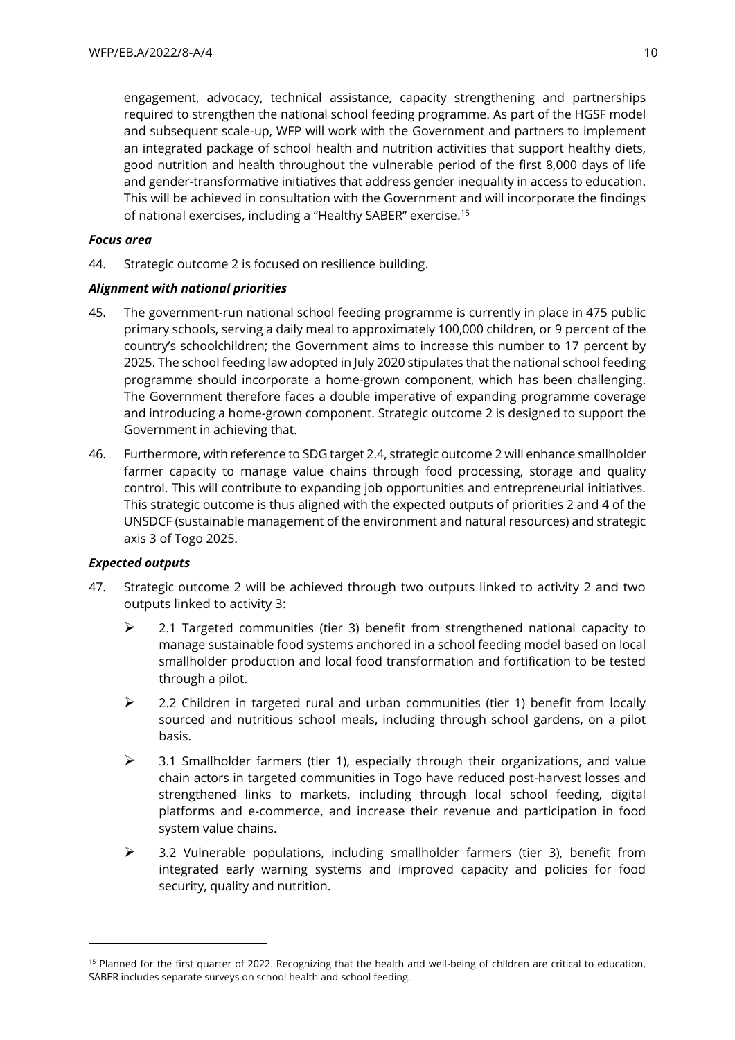engagement, advocacy, technical assistance, capacity strengthening and partnerships required to strengthen the national school feeding programme. As part of the HGSF model and subsequent scale-up, WFP will work with the Government and partners to implement an integrated package of school health and nutrition activities that support healthy diets, good nutrition and health throughout the vulnerable period of the first 8,000 days of life and gender-transformative initiatives that address gender inequality in access to education. This will be achieved in consultation with the Government and will incorporate the findings of national exercises, including a "Healthy SABER" exercise.[15]

***Focus area***

44. Strategic outcome 2 is focused on resilience building.

***Alignment with national priorities***

45. The government-run national school feeding programme is currently in place in 475 public primary schools, serving a daily meal to approximately 100,000 children, or 9 percent of the country's schoolchildren; the Government aims to increase this number to 17 percent by 2025. The school feeding law adopted in July 2020 stipulates that the national school feeding programme should incorporate a home-grown component, which has been challenging. The Government therefore faces a double imperative of expanding programme coverage and introducing a home-grown component. Strategic outcome 2 is designed to support the Government in achieving that.

46. Furthermore, with reference to SDG target 2.4, strategic outcome 2 will enhance smallholder farmer capacity to manage value chains through food processing, storage and quality control. This will contribute to expanding job opportunities and entrepreneurial initiatives. This strategic outcome is thus aligned with the expected outputs of priorities 2 and 4 of the UNSDCF (sustainable management of the environment and natural resources) and strategic axis 3 of Togo 2025.

***Expected outputs***

47. Strategic outcome 2 will be achieved through two outputs linked to activity 2 and two outputs linked to activity 3:

- 2.1 Targeted communities (tier 3) benefit from strengthened national capacity to manage sustainable food systems anchored in a school feeding model based on local smallholder production and local food transformation and fortification to be tested through a pilot.
- 2.2 Children in targeted rural and urban communities (tier 1) benefit from locally sourced and nutritious school meals, including through school gardens, on a pilot basis.
- 3.1 Smallholder farmers (tier 1), especially through their organizations, and value chain actors in targeted communities in Togo have reduced post-harvest losses and strengthened links to markets, including through local school feeding, digital platforms and e-commerce, and increase their revenue and participation in food system value chains.
- 3.2 Vulnerable populations, including smallholder farmers (tier 3), benefit from integrated early warning systems and improved capacity and policies for food security, quality and nutrition.

[15] Planned for the first quarter of 2022. Recognizing that the health and well-being of children are critical to education, SABER includes separate surveys on school health and school feeding.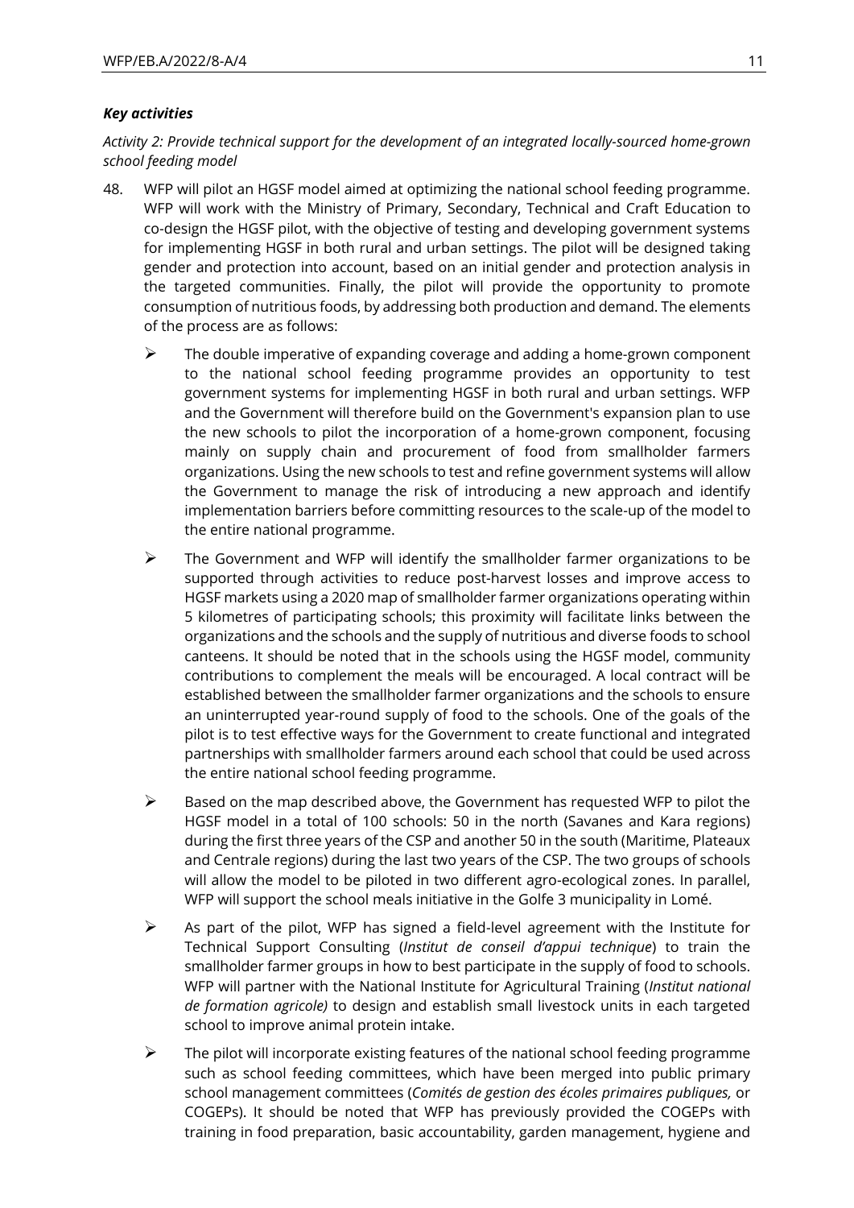***Key activities***

*Activity 2: Provide technical support for the development of an integrated locally-sourced home-grown school feeding model*

48. WFP will pilot an HGSF model aimed at optimizing the national school feeding programme. WFP will work with the Ministry of Primary, Secondary, Technical and Craft Education to co-design the HGSF pilot, with the objective of testing and developing government systems for implementing HGSF in both rural and urban settings. The pilot will be designed taking gender and protection into account, based on an initial gender and protection analysis in the targeted communities. Finally, the pilot will provide the opportunity to promote consumption of nutritious foods, by addressing both production and demand. The elements of the process are as follows:

    - The double imperative of expanding coverage and adding a home-grown component to the national school feeding programme provides an opportunity to test government systems for implementing HGSF in both rural and urban settings. WFP and the Government will therefore build on the Government's expansion plan to use the new schools to pilot the incorporation of a home-grown component, focusing mainly on supply chain and procurement of food from smallholder farmers organizations. Using the new schools to test and refine government systems will allow the Government to manage the risk of introducing a new approach and identify implementation barriers before committing resources to the scale-up of the model to the entire national programme.
    - The Government and WFP will identify the smallholder farmer organizations to be supported through activities to reduce post-harvest losses and improve access to HGSF markets using a 2020 map of smallholder farmer organizations operating within 5 kilometres of participating schools; this proximity will facilitate links between the organizations and the schools and the supply of nutritious and diverse foods to school canteens. It should be noted that in the schools using the HGSF model, community contributions to complement the meals will be encouraged. A local contract will be established between the smallholder farmer organizations and the schools to ensure an uninterrupted year-round supply of food to the schools. One of the goals of the pilot is to test effective ways for the Government to create functional and integrated partnerships with smallholder farmers around each school that could be used across the entire national school feeding programme.
    - Based on the map described above, the Government has requested WFP to pilot the HGSF model in a total of 100 schools: 50 in the north (Savanes and Kara regions) during the first three years of the CSP and another 50 in the south (Maritime, Plateaux and Centrale regions) during the last two years of the CSP. The two groups of schools will allow the model to be piloted in two different agro-ecological zones. In parallel, WFP will support the school meals initiative in the Golfe 3 municipality in Lomé.
    - As part of the pilot, WFP has signed a field-level agreement with the Institute for Technical Support Consulting (*Institut de conseil d'appui technique*) to train the smallholder farmer groups in how to best participate in the supply of food to schools. WFP will partner with the National Institute for Agricultural Training (*Institut national de formation agricole)* to design and establish small livestock units in each targeted school to improve animal protein intake.
    - The pilot will incorporate existing features of the national school feeding programme such as school feeding committees, which have been merged into public primary school management committees (*Comités de gestion des écoles primaires publiques,* or COGEPs). It should be noted that WFP has previously provided the COGEPs with training in food preparation, basic accountability, garden management, hygiene and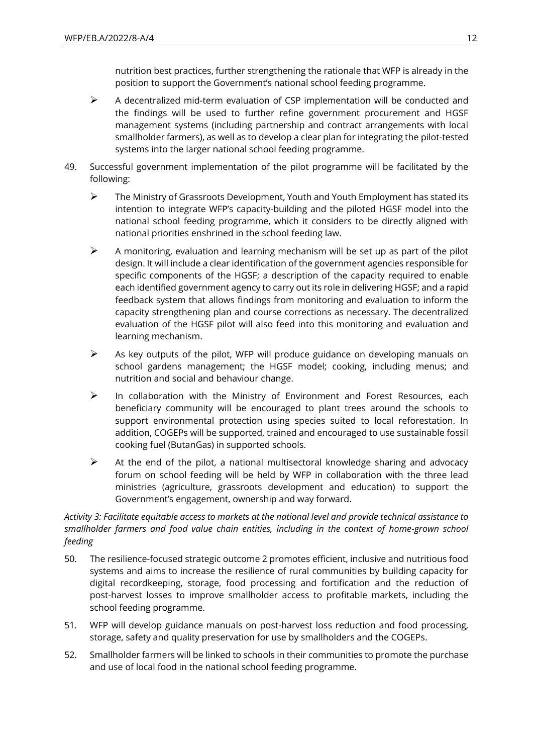nutrition best practices, further strengthening the rationale that WFP is already in the position to support the Government's national school feeding programme.

- A decentralized mid-term evaluation of CSP implementation will be conducted and the findings will be used to further refine government procurement and HGSF management systems (including partnership and contract arrangements with local smallholder farmers), as well as to develop a clear plan for integrating the pilot-tested systems into the larger national school feeding programme.

49. Successful government implementation of the pilot programme will be facilitated by the following:

    - The Ministry of Grassroots Development, Youth and Youth Employment has stated its intention to integrate WFP's capacity-building and the piloted HGSF model into the national school feeding programme, which it considers to be directly aligned with national priorities enshrined in the school feeding law.
    - A monitoring, evaluation and learning mechanism will be set up as part of the pilot design. It will include a clear identification of the government agencies responsible for specific components of the HGSF; a description of the capacity required to enable each identified government agency to carry out its role in delivering HGSF; and a rapid feedback system that allows findings from monitoring and evaluation to inform the capacity strengthening plan and course corrections as necessary. The decentralized evaluation of the HGSF pilot will also feed into this monitoring and evaluation and learning mechanism.
    - As key outputs of the pilot, WFP will produce guidance on developing manuals on school gardens management; the HGSF model; cooking, including menus; and nutrition and social and behaviour change.
    - In collaboration with the Ministry of Environment and Forest Resources, each beneficiary community will be encouraged to plant trees around the schools to support environmental protection using species suited to local reforestation. In addition, COGEPs will be supported, trained and encouraged to use sustainable fossil cooking fuel (ButanGas) in supported schools.
    - At the end of the pilot, a national multisectoral knowledge sharing and advocacy forum on school feeding will be held by WFP in collaboration with the three lead ministries (agriculture, grassroots development and education) to support the Government's engagement, ownership and way forward.

*Activity 3: Facilitate equitable access to markets at the national level and provide technical assistance to smallholder farmers and food value chain entities, including in the context of home-grown school feeding*

50. The resilience-focused strategic outcome 2 promotes efficient, inclusive and nutritious food systems and aims to increase the resilience of rural communities by building capacity for digital recordkeeping, storage, food processing and fortification and the reduction of post-harvest losses to improve smallholder access to profitable markets, including the school feeding programme.

51. WFP will develop guidance manuals on post-harvest loss reduction and food processing, storage, safety and quality preservation for use by smallholders and the COGEPs.

52. Smallholder farmers will be linked to schools in their communities to promote the purchase and use of local food in the national school feeding programme.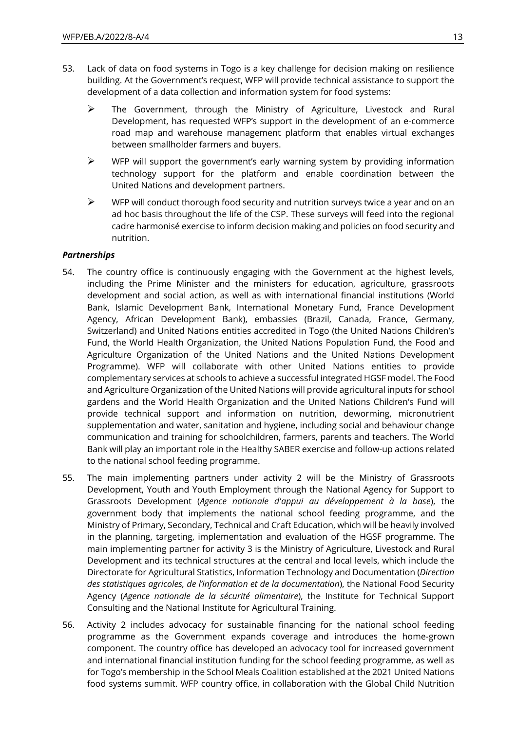53. Lack of data on food systems in Togo is a key challenge for decision making on resilience building. At the Government's request, WFP will provide technical assistance to support the development of a data collection and information system for food systems:

    - The Government, through the Ministry of Agriculture, Livestock and Rural Development, has requested WFP's support in the development of an e-commerce road map and warehouse management platform that enables virtual exchanges between smallholder farmers and buyers.
    - WFP will support the government's early warning system by providing information technology support for the platform and enable coordination between the United Nations and development partners.
    - WFP will conduct thorough food security and nutrition surveys twice a year and on an ad hoc basis throughout the life of the CSP. These surveys will feed into the regional cadre harmonisé exercise to inform decision making and policies on food security and nutrition.

***Partnerships***

54. The country office is continuously engaging with the Government at the highest levels, including the Prime Minister and the ministers for education, agriculture, grassroots development and social action, as well as with international financial institutions (World Bank, Islamic Development Bank, International Monetary Fund, France Development Agency, African Development Bank), embassies (Brazil, Canada, France, Germany, Switzerland) and United Nations entities accredited in Togo (the United Nations Children's Fund, the World Health Organization, the United Nations Population Fund, the Food and Agriculture Organization of the United Nations and the United Nations Development Programme). WFP will collaborate with other United Nations entities to provide complementary services at schools to achieve a successful integrated HGSF model. The Food and Agriculture Organization of the United Nations will provide agricultural inputs for school gardens and the World Health Organization and the United Nations Children's Fund will provide technical support and information on nutrition, deworming, micronutrient supplementation and water, sanitation and hygiene, including social and behaviour change communication and training for schoolchildren, farmers, parents and teachers. The World Bank will play an important role in the Healthy SABER exercise and follow-up actions related to the national school feeding programme.

55. The main implementing partners under activity 2 will be the Ministry of Grassroots Development, Youth and Youth Employment through the National Agency for Support to Grassroots Development (*Agence nationale d'appui au développement à la base*), the government body that implements the national school feeding programme, and the Ministry of Primary, Secondary, Technical and Craft Education, which will be heavily involved in the planning, targeting, implementation and evaluation of the HGSF programme. The main implementing partner for activity 3 is the Ministry of Agriculture, Livestock and Rural Development and its technical structures at the central and local levels, which include the Directorate for Agricultural Statistics, Information Technology and Documentation (*Direction des statistiques agricoles, de l'information et de la documentation*), the National Food Security Agency (*Agence nationale de la sécurité alimentaire*), the Institute for Technical Support Consulting and the National Institute for Agricultural Training.

56. Activity 2 includes advocacy for sustainable financing for the national school feeding programme as the Government expands coverage and introduces the home-grown component. The country office has developed an advocacy tool for increased government and international financial institution funding for the school feeding programme, as well as for Togo's membership in the School Meals Coalition established at the 2021 United Nations food systems summit. WFP country office, in collaboration with the Global Child Nutrition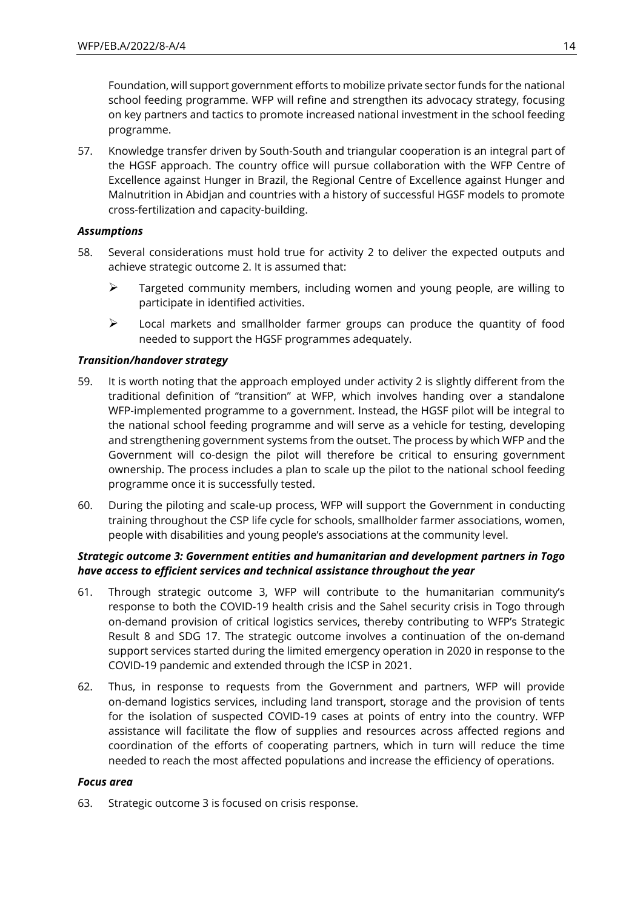Foundation, will support government efforts to mobilize private sector funds for the national school feeding programme. WFP will refine and strengthen its advocacy strategy, focusing on key partners and tactics to promote increased national investment in the school feeding programme.

57. Knowledge transfer driven by South-South and triangular cooperation is an integral part of the HGSF approach. The country office will pursue collaboration with the WFP Centre of Excellence against Hunger in Brazil, the Regional Centre of Excellence against Hunger and Malnutrition in Abidjan and countries with a history of successful HGSF models to promote cross-fertilization and capacity-building.

***Assumptions***

58. Several considerations must hold true for activity 2 to deliver the expected outputs and achieve strategic outcome 2. It is assumed that:

   - Targeted community members, including women and young people, are willing to participate in identified activities.
   - Local markets and smallholder farmer groups can produce the quantity of food needed to support the HGSF programmes adequately.

***Transition/handover strategy***

59. It is worth noting that the approach employed under activity 2 is slightly different from the traditional definition of "transition" at WFP, which involves handing over a standalone WFP-implemented programme to a government. Instead, the HGSF pilot will be integral to the national school feeding programme and will serve as a vehicle for testing, developing and strengthening government systems from the outset. The process by which WFP and the Government will co-design the pilot will therefore be critical to ensuring government ownership. The process includes a plan to scale up the pilot to the national school feeding programme once it is successfully tested.

60. During the piloting and scale-up process, WFP will support the Government in conducting training throughout the CSP life cycle for schools, smallholder farmer associations, women, people with disabilities and young people's associations at the community level.

***Strategic outcome 3: Government entities and humanitarian and development partners in Togo have access to efficient services and technical assistance throughout the year***

61. Through strategic outcome 3, WFP will contribute to the humanitarian community's response to both the COVID-19 health crisis and the Sahel security crisis in Togo through on-demand provision of critical logistics services, thereby contributing to WFP's Strategic Result 8 and SDG 17. The strategic outcome involves a continuation of the on-demand support services started during the limited emergency operation in 2020 in response to the COVID-19 pandemic and extended through the ICSP in 2021.

62. Thus, in response to requests from the Government and partners, WFP will provide on-demand logistics services, including land transport, storage and the provision of tents for the isolation of suspected COVID-19 cases at points of entry into the country. WFP assistance will facilitate the flow of supplies and resources across affected regions and coordination of the efforts of cooperating partners, which in turn will reduce the time needed to reach the most affected populations and increase the efficiency of operations.

***Focus area***

63. Strategic outcome 3 is focused on crisis response.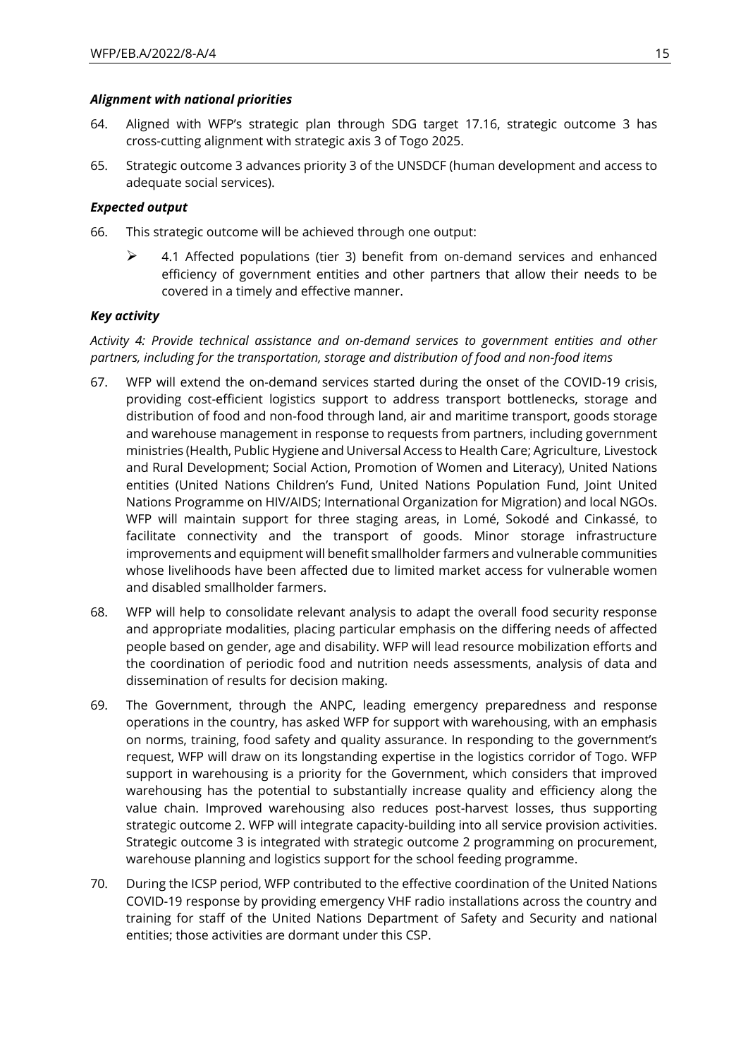### *Alignment with national priorities*

64. Aligned with WFP's strategic plan through SDG target 17.16, strategic outcome 3 has cross-cutting alignment with strategic axis 3 of Togo 2025.

65. Strategic outcome 3 advances priority 3 of the UNSDCF (human development and access to adequate social services).

### *Expected output*

66. This strategic outcome will be achieved through one output:

  - 4.1 Affected populations (tier 3) benefit from on-demand services and enhanced efficiency of government entities and other partners that allow their needs to be covered in a timely and effective manner.

### *Key activity*

*Activity 4: Provide technical assistance and on-demand services to government entities and other partners, including for the transportation, storage and distribution of food and non-food items*

67. WFP will extend the on-demand services started during the onset of the COVID-19 crisis, providing cost-efficient logistics support to address transport bottlenecks, storage and distribution of food and non-food through land, air and maritime transport, goods storage and warehouse management in response to requests from partners, including government ministries (Health, Public Hygiene and Universal Access to Health Care; Agriculture, Livestock and Rural Development; Social Action, Promotion of Women and Literacy), United Nations entities (United Nations Children's Fund, United Nations Population Fund, Joint United Nations Programme on HIV/AIDS; International Organization for Migration) and local NGOs. WFP will maintain support for three staging areas, in Lomé, Sokodé and Cinkassé, to facilitate connectivity and the transport of goods. Minor storage infrastructure improvements and equipment will benefit smallholder farmers and vulnerable communities whose livelihoods have been affected due to limited market access for vulnerable women and disabled smallholder farmers.

68. WFP will help to consolidate relevant analysis to adapt the overall food security response and appropriate modalities, placing particular emphasis on the differing needs of affected people based on gender, age and disability. WFP will lead resource mobilization efforts and the coordination of periodic food and nutrition needs assessments, analysis of data and dissemination of results for decision making.

69. The Government, through the ANPC, leading emergency preparedness and response operations in the country, has asked WFP for support with warehousing, with an emphasis on norms, training, food safety and quality assurance. In responding to the government's request, WFP will draw on its longstanding expertise in the logistics corridor of Togo. WFP support in warehousing is a priority for the Government, which considers that improved warehousing has the potential to substantially increase quality and efficiency along the value chain. Improved warehousing also reduces post-harvest losses, thus supporting strategic outcome 2. WFP will integrate capacity-building into all service provision activities. Strategic outcome 3 is integrated with strategic outcome 2 programming on procurement, warehouse planning and logistics support for the school feeding programme.

70. During the ICSP period, WFP contributed to the effective coordination of the United Nations COVID-19 response by providing emergency VHF radio installations across the country and training for staff of the United Nations Department of Safety and Security and national entities; those activities are dormant under this CSP.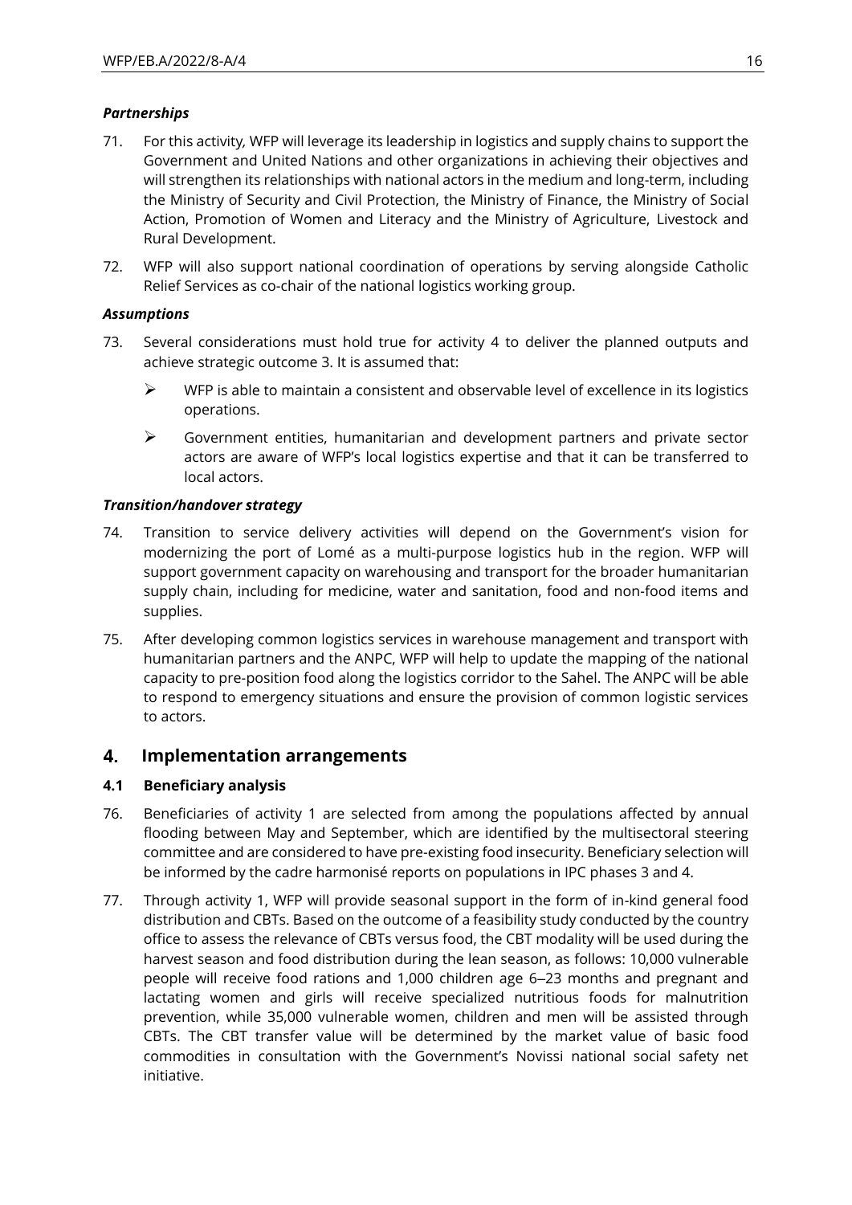***Partnerships***

71. For this activity, WFP will leverage its leadership in logistics and supply chains to support the Government and United Nations and other organizations in achieving their objectives and will strengthen its relationships with national actors in the medium and long-term, including the Ministry of Security and Civil Protection, the Ministry of Finance, the Ministry of Social Action, Promotion of Women and Literacy and the Ministry of Agriculture, Livestock and Rural Development.

72. WFP will also support national coordination of operations by serving alongside Catholic Relief Services as co-chair of the national logistics working group.

***Assumptions***

73. Several considerations must hold true for activity 4 to deliver the planned outputs and achieve strategic outcome 3. It is assumed that:

   - WFP is able to maintain a consistent and observable level of excellence in its logistics operations.
   - Government entities, humanitarian and development partners and private sector actors are aware of WFP's local logistics expertise and that it can be transferred to local actors.

***Transition/handover strategy***

74. Transition to service delivery activities will depend on the Government's vision for modernizing the port of Lomé as a multi-purpose logistics hub in the region. WFP will support government capacity on warehousing and transport for the broader humanitarian supply chain, including for medicine, water and sanitation, food and non-food items and supplies.

75. After developing common logistics services in warehouse management and transport with humanitarian partners and the ANPC, WFP will help to update the mapping of the national capacity to pre-position food along the logistics corridor to the Sahel. The ANPC will be able to respond to emergency situations and ensure the provision of common logistic services to actors.

## 4. Implementation arrangements

### 4.1 Beneficiary analysis

76. Beneficiaries of activity 1 are selected from among the populations affected by annual flooding between May and September, which are identified by the multisectoral steering committee and are considered to have pre-existing food insecurity. Beneficiary selection will be informed by the cadre harmonisé reports on populations in IPC phases 3 and 4.

77. Through activity 1, WFP will provide seasonal support in the form of in-kind general food distribution and CBTs. Based on the outcome of a feasibility study conducted by the country office to assess the relevance of CBTs versus food, the CBT modality will be used during the harvest season and food distribution during the lean season, as follows: 10,000 vulnerable people will receive food rations and 1,000 children age 6–23 months and pregnant and lactating women and girls will receive specialized nutritious foods for malnutrition prevention, while 35,000 vulnerable women, children and men will be assisted through CBTs. The CBT transfer value will be determined by the market value of basic food commodities in consultation with the Government's Novissi national social safety net initiative.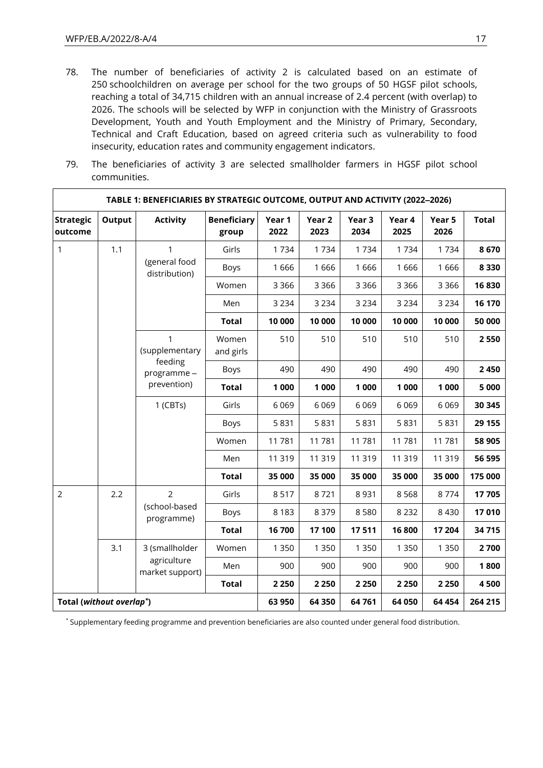78. The number of beneficiaries of activity 2 is calculated based on an estimate of 250 schoolchildren on average per school for the two groups of 50 HGSF pilot schools, reaching a total of 34,715 children with an annual increase of 2.4 percent (with overlap) to 2026. The schools will be selected by WFP in conjunction with the Ministry of Grassroots Development, Youth and Youth Employment and the Ministry of Primary, Secondary, Technical and Craft Education, based on agreed criteria such as vulnerability to food insecurity, education rates and community engagement indicators.

79. The beneficiaries of activity 3 are selected smallholder farmers in HGSF pilot school communities.

**TABLE 1: BENEFICIARIES BY STRATEGIC OUTCOME, OUTPUT AND ACTIVITY (2022–2026)**

| Strategic outcome | Output | Activity | Beneficiary group | Year 1 2022 | Year 2 2023 | Year 3 2034 | Year 4 2025 | Year 5 2026 | Total |
|---|---|---|---|---|---|---|---|---|---|
| 1 | 1.1 | 1 (general food distribution) | Girls | 1 734 | 1 734 | 1 734 | 1 734 | 1 734 | **8 670** |
| | | | Boys | 1 666 | 1 666 | 1 666 | 1 666 | 1 666 | **8 330** |
| | | | Women | 3 366 | 3 366 | 3 366 | 3 366 | 3 366 | **16 830** |
| | | | Men | 3 234 | 3 234 | 3 234 | 3 234 | 3 234 | **16 170** |
| | | | **Total** | **10 000** | **10 000** | **10 000** | **10 000** | **10 000** | **50 000** |
| | | 1 (supplementary feeding programme – prevention) | Women and girls | 510 | 510 | 510 | 510 | 510 | **2 550** |
| | | | Boys | 490 | 490 | 490 | 490 | 490 | **2 450** |
| | | | **Total** | **1 000** | **1 000** | **1 000** | **1 000** | **1 000** | **5 000** |
| | | 1 (CBTs) | Girls | 6 069 | 6 069 | 6 069 | 6 069 | 6 069 | **30 345** |
| | | | Boys | 5 831 | 5 831 | 5 831 | 5 831 | 5 831 | **29 155** |
| | | | Women | 11 781 | 11 781 | 11 781 | 11 781 | 11 781 | **58 905** |
| | | | Men | 11 319 | 11 319 | 11 319 | 11 319 | 11 319 | **56 595** |
| | | | **Total** | **35 000** | **35 000** | **35 000** | **35 000** | **35 000** | **175 000** |
| 2 | 2.2 | 2 (school-based programme) | Girls | 8 517 | 8 721 | 8 931 | 8 568 | 8 774 | **17 705** |
| | | | Boys | 8 183 | 8 379 | 8 580 | 8 232 | 8 430 | **17 010** |
| | | | **Total** | **16 700** | **17 100** | **17 511** | **16 800** | **17 204** | **34 715** |
| | 3.1 | 3 (smallholder agriculture market support) | Women | 1 350 | 1 350 | 1 350 | 1 350 | 1 350 | **2 700** |
| | | | Men | 900 | 900 | 900 | 900 | 900 | **1 800** |
| | | | **Total** | **2 250** | **2 250** | **2 250** | **2 250** | **2 250** | **4 500** |
| **Total (*without overlap*\*)** | | | | **63 950** | **64 350** | **64 761** | **64 050** | **64 454** | **264 215** |

\* Supplementary feeding programme and prevention beneficiaries are also counted under general food distribution.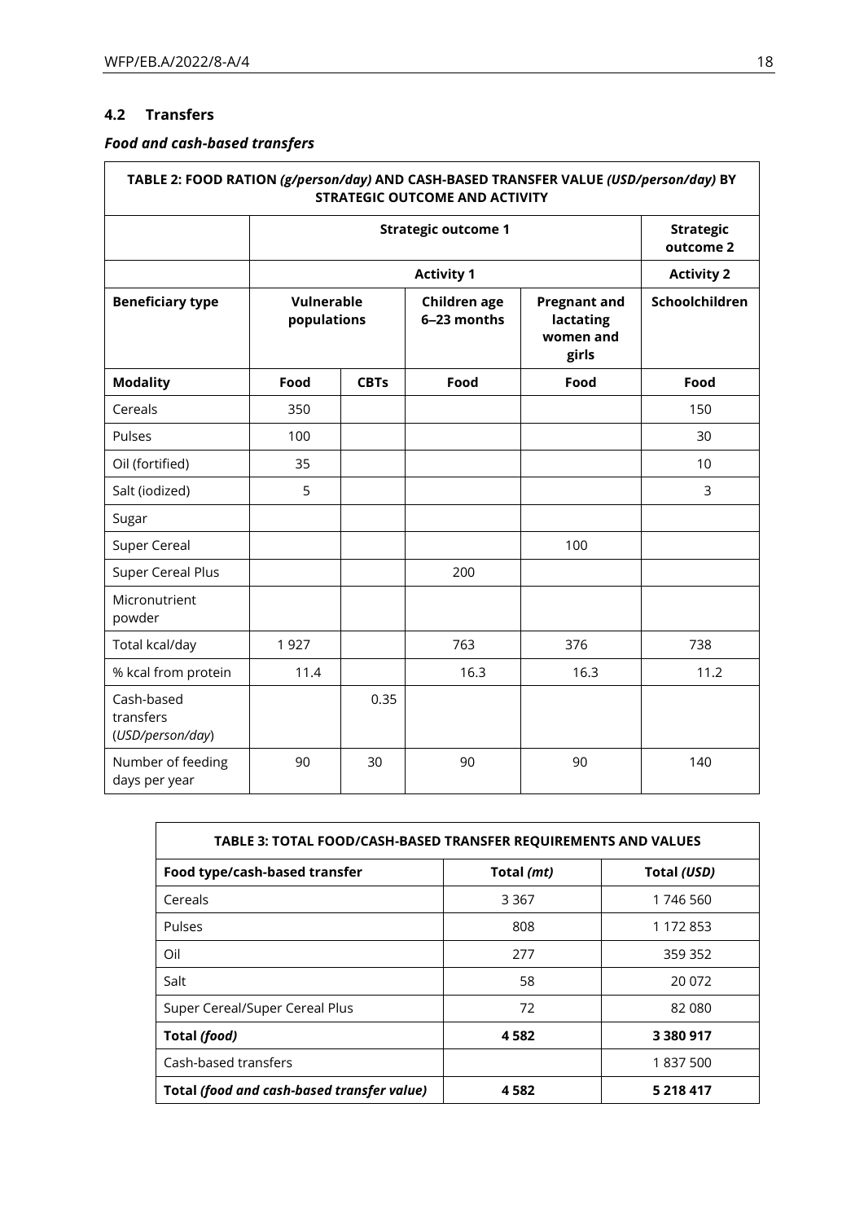## 4.2 Transfers

### *Food and cash-based transfers*

| TABLE 2: FOOD RATION *(g/person/day)* AND CASH-BASED TRANSFER VALUE *(USD/person/day)* BY STRATEGIC OUTCOME AND ACTIVITY | | | | | |
|---|---|---|---|---|---|
| | Strategic outcome 1 | | | | Strategic outcome 2 |
| | Activity 1 | | | | Activity 2 |
| **Beneficiary type** | **Vulnerable populations** | | **Children age 6–23 months** | **Pregnant and lactating women and girls** | **Schoolchildren** |
| **Modality** | **Food** | **CBTs** | **Food** | **Food** | **Food** |
| Cereals | 350 | | | | 150 |
| Pulses | 100 | | | | 30 |
| Oil (fortified) | 35 | | | | 10 |
| Salt (iodized) | 5 | | | | 3 |
| Sugar | | | | | |
| Super Cereal | | | | 100 | |
| Super Cereal Plus | | | 200 | | |
| Micronutrient powder | | | | | |
| Total kcal/day | 1 927 | | 763 | 376 | 738 |
| % kcal from protein | 11.4 | | 16.3 | 16.3 | 11.2 |
| Cash-based transfers (*USD/person/day*) | | 0.35 | | | |
| Number of feeding days per year | 90 | 30 | 90 | 90 | 140 |

| TABLE 3: TOTAL FOOD/CASH-BASED TRANSFER REQUIREMENTS AND VALUES | | |
|---|---|---|
| **Food type/cash-based transfer** | **Total *(mt)*** | **Total *(USD)*** |
| Cereals | 3 367 | 1 746 560 |
| Pulses | 808 | 1 172 853 |
| Oil | 277 | 359 352 |
| Salt | 58 | 20 072 |
| Super Cereal/Super Cereal Plus | 72 | 82 080 |
| **Total *(food)*** | **4 582** | **3 380 917** |
| Cash-based transfers | | 1 837 500 |
| **Total *(food and cash-based transfer value)*** | **4 582** | **5 218 417** |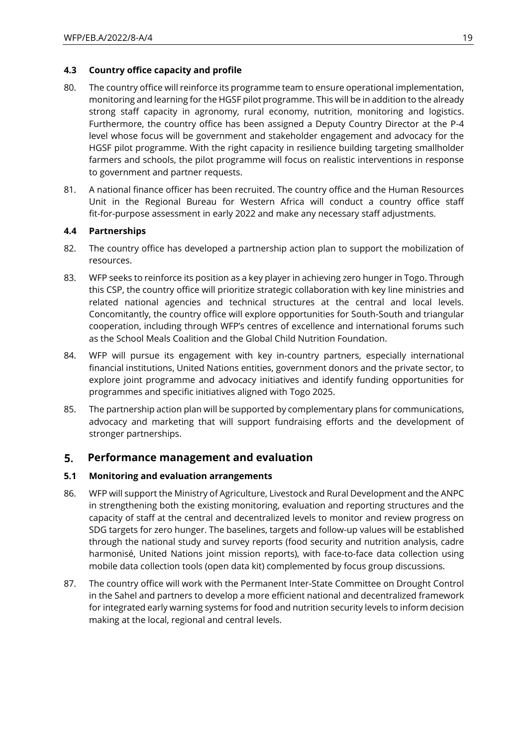### 4.3 Country office capacity and profile

80. The country office will reinforce its programme team to ensure operational implementation, monitoring and learning for the HGSF pilot programme. This will be in addition to the already strong staff capacity in agronomy, rural economy, nutrition, monitoring and logistics. Furthermore, the country office has been assigned a Deputy Country Director at the P-4 level whose focus will be government and stakeholder engagement and advocacy for the HGSF pilot programme. With the right capacity in resilience building targeting smallholder farmers and schools, the pilot programme will focus on realistic interventions in response to government and partner requests.

81. A national finance officer has been recruited. The country office and the Human Resources Unit in the Regional Bureau for Western Africa will conduct a country office staff fit-for-purpose assessment in early 2022 and make any necessary staff adjustments.

### 4.4 Partnerships

82. The country office has developed a partnership action plan to support the mobilization of resources.

83. WFP seeks to reinforce its position as a key player in achieving zero hunger in Togo. Through this CSP, the country office will prioritize strategic collaboration with key line ministries and related national agencies and technical structures at the central and local levels. Concomitantly, the country office will explore opportunities for South-South and triangular cooperation, including through WFP's centres of excellence and international forums such as the School Meals Coalition and the Global Child Nutrition Foundation.

84. WFP will pursue its engagement with key in-country partners, especially international financial institutions, United Nations entities, government donors and the private sector, to explore joint programme and advocacy initiatives and identify funding opportunities for programmes and specific initiatives aligned with Togo 2025.

85. The partnership action plan will be supported by complementary plans for communications, advocacy and marketing that will support fundraising efforts and the development of stronger partnerships.

## 5. Performance management and evaluation

### 5.1 Monitoring and evaluation arrangements

86. WFP will support the Ministry of Agriculture, Livestock and Rural Development and the ANPC in strengthening both the existing monitoring, evaluation and reporting structures and the capacity of staff at the central and decentralized levels to monitor and review progress on SDG targets for zero hunger. The baselines, targets and follow-up values will be established through the national study and survey reports (food security and nutrition analysis, cadre harmonisé, United Nations joint mission reports), with face-to-face data collection using mobile data collection tools (open data kit) complemented by focus group discussions.

87. The country office will work with the Permanent Inter-State Committee on Drought Control in the Sahel and partners to develop a more efficient national and decentralized framework for integrated early warning systems for food and nutrition security levels to inform decision making at the local, regional and central levels.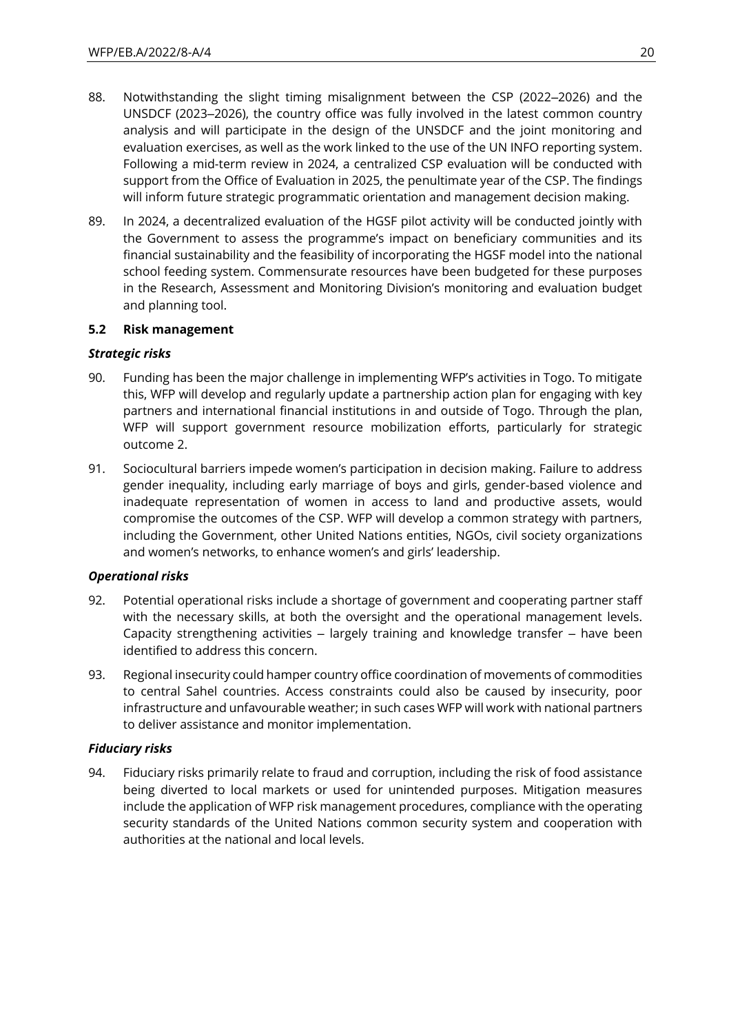88. Notwithstanding the slight timing misalignment between the CSP (2022–2026) and the UNSDCF (2023–2026), the country office was fully involved in the latest common country analysis and will participate in the design of the UNSDCF and the joint monitoring and evaluation exercises, as well as the work linked to the use of the UN INFO reporting system. Following a mid-term review in 2024, a centralized CSP evaluation will be conducted with support from the Office of Evaluation in 2025, the penultimate year of the CSP. The findings will inform future strategic programmatic orientation and management decision making.

89. In 2024, a decentralized evaluation of the HGSF pilot activity will be conducted jointly with the Government to assess the programme's impact on beneficiary communities and its financial sustainability and the feasibility of incorporating the HGSF model into the national school feeding system. Commensurate resources have been budgeted for these purposes in the Research, Assessment and Monitoring Division's monitoring and evaluation budget and planning tool.

### 5.2 Risk management

***Strategic risks***

90. Funding has been the major challenge in implementing WFP's activities in Togo. To mitigate this, WFP will develop and regularly update a partnership action plan for engaging with key partners and international financial institutions in and outside of Togo. Through the plan, WFP will support government resource mobilization efforts, particularly for strategic outcome 2.

91. Sociocultural barriers impede women's participation in decision making. Failure to address gender inequality, including early marriage of boys and girls, gender-based violence and inadequate representation of women in access to land and productive assets, would compromise the outcomes of the CSP. WFP will develop a common strategy with partners, including the Government, other United Nations entities, NGOs, civil society organizations and women's networks, to enhance women's and girls' leadership.

***Operational risks***

92. Potential operational risks include a shortage of government and cooperating partner staff with the necessary skills, at both the oversight and the operational management levels. Capacity strengthening activities – largely training and knowledge transfer – have been identified to address this concern.

93. Regional insecurity could hamper country office coordination of movements of commodities to central Sahel countries. Access constraints could also be caused by insecurity, poor infrastructure and unfavourable weather; in such cases WFP will work with national partners to deliver assistance and monitor implementation.

***Fiduciary risks***

94. Fiduciary risks primarily relate to fraud and corruption, including the risk of food assistance being diverted to local markets or used for unintended purposes. Mitigation measures include the application of WFP risk management procedures, compliance with the operating security standards of the United Nations common security system and cooperation with authorities at the national and local levels.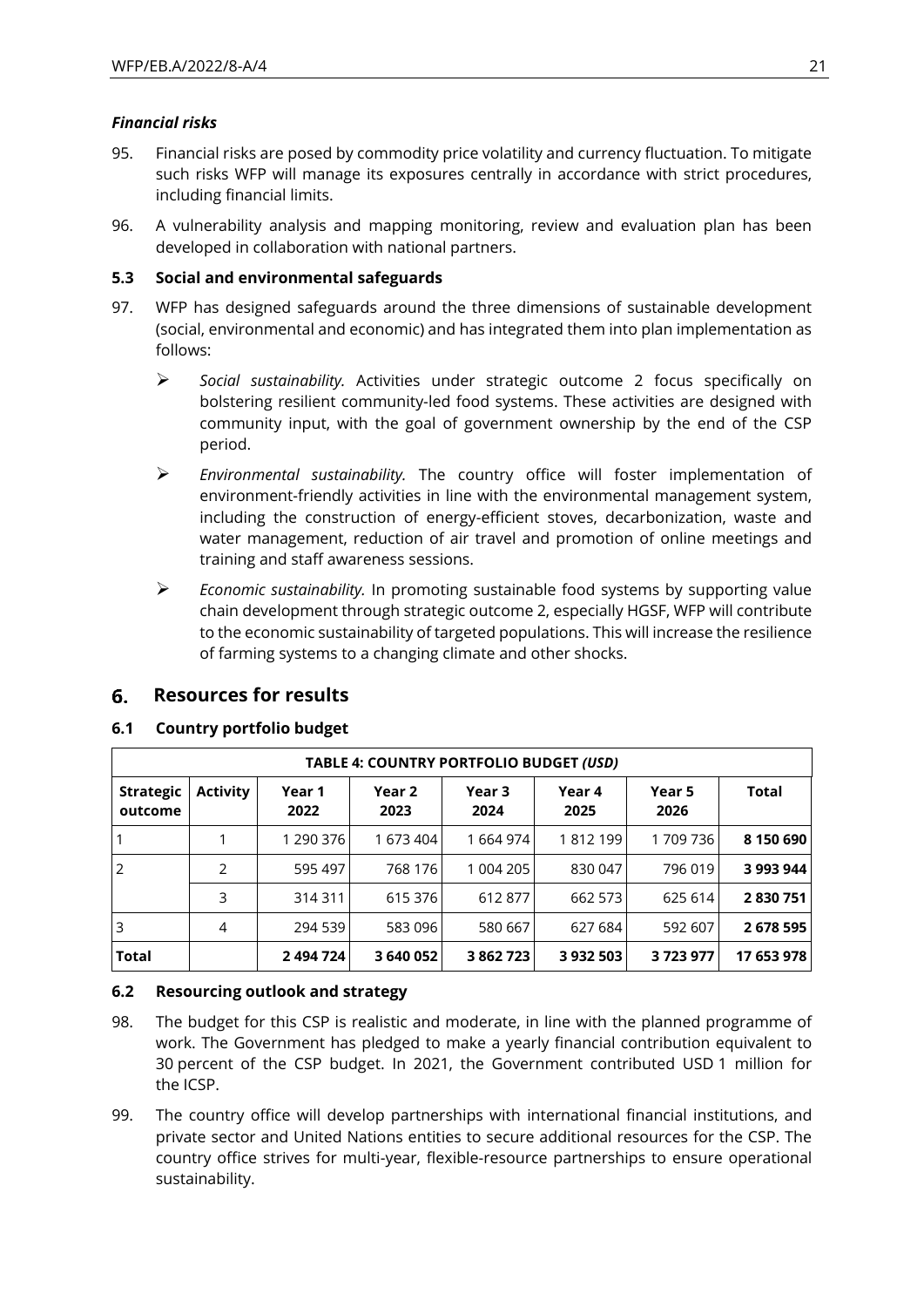### *Financial risks*

95. Financial risks are posed by commodity price volatility and currency fluctuation. To mitigate such risks WFP will manage its exposures centrally in accordance with strict procedures, including financial limits.

96. A vulnerability analysis and mapping monitoring, review and evaluation plan has been developed in collaboration with national partners.

### 5.3 Social and environmental safeguards

97. WFP has designed safeguards around the three dimensions of sustainable development (social, environmental and economic) and has integrated them into plan implementation as follows:

   - *Social sustainability.* Activities under strategic outcome 2 focus specifically on bolstering resilient community-led food systems. These activities are designed with community input, with the goal of government ownership by the end of the CSP period.
   - *Environmental sustainability.* The country office will foster implementation of environment-friendly activities in line with the environmental management system, including the construction of energy-efficient stoves, decarbonization, waste and water management, reduction of air travel and promotion of online meetings and training and staff awareness sessions.
   - *Economic sustainability.* In promoting sustainable food systems by supporting value chain development through strategic outcome 2, especially HGSF, WFP will contribute to the economic sustainability of targeted populations. This will increase the resilience of farming systems to a changing climate and other shocks.

## 6. Resources for results

### 6.1 Country portfolio budget

| TABLE 4: COUNTRY PORTFOLIO BUDGET *(USD)* | | | | | | | |
|---|---|---|---|---|---|---|---|
| **Strategic outcome** | **Activity** | **Year 1 2022** | **Year 2 2023** | **Year 3 2024** | **Year 4 2025** | **Year 5 2026** | **Total** |
| 1 | 1 | 1 290 376 | 1 673 404 | 1 664 974 | 1 812 199 | 1 709 736 | **8 150 690** |
| 2 | 2 | 595 497 | 768 176 | 1 004 205 | 830 047 | 796 019 | **3 993 944** |
| | 3 | 314 311 | 615 376 | 612 877 | 662 573 | 625 614 | **2 830 751** |
| 3 | 4 | 294 539 | 583 096 | 580 667 | 627 684 | 592 607 | **2 678 595** |
| **Total** | | **2 494 724** | **3 640 052** | **3 862 723** | **3 932 503** | **3 723 977** | **17 653 978** |

### 6.2 Resourcing outlook and strategy

98. The budget for this CSP is realistic and moderate, in line with the planned programme of work. The Government has pledged to make a yearly financial contribution equivalent to 30 percent of the CSP budget. In 2021, the Government contributed USD 1 million for the ICSP.

99. The country office will develop partnerships with international financial institutions, and private sector and United Nations entities to secure additional resources for the CSP. The country office strives for multi-year, flexible-resource partnerships to ensure operational sustainability.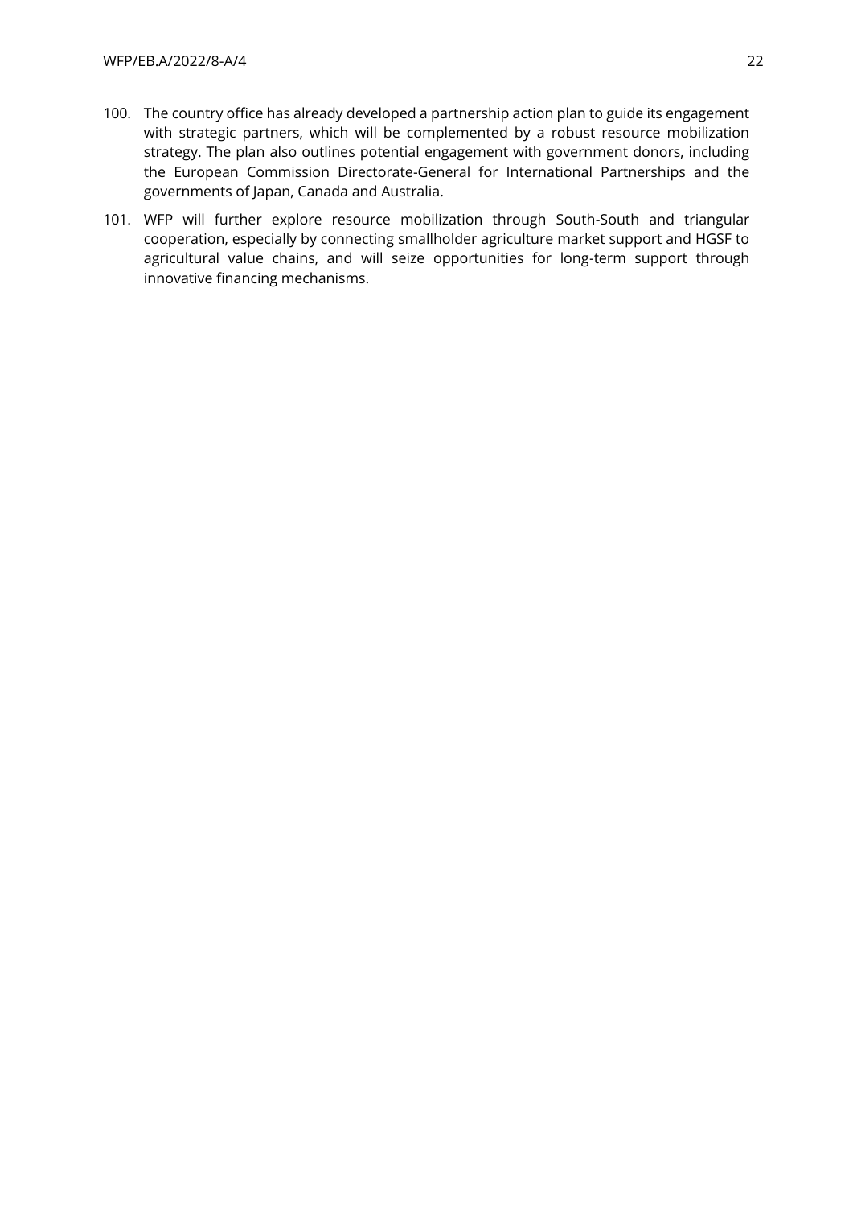100. The country office has already developed a partnership action plan to guide its engagement with strategic partners, which will be complemented by a robust resource mobilization strategy. The plan also outlines potential engagement with government donors, including the European Commission Directorate-General for International Partnerships and the governments of Japan, Canada and Australia.

101. WFP will further explore resource mobilization through South-South and triangular cooperation, especially by connecting smallholder agriculture market support and HGSF to agricultural value chains, and will seize opportunities for long-term support through innovative financing mechanisms.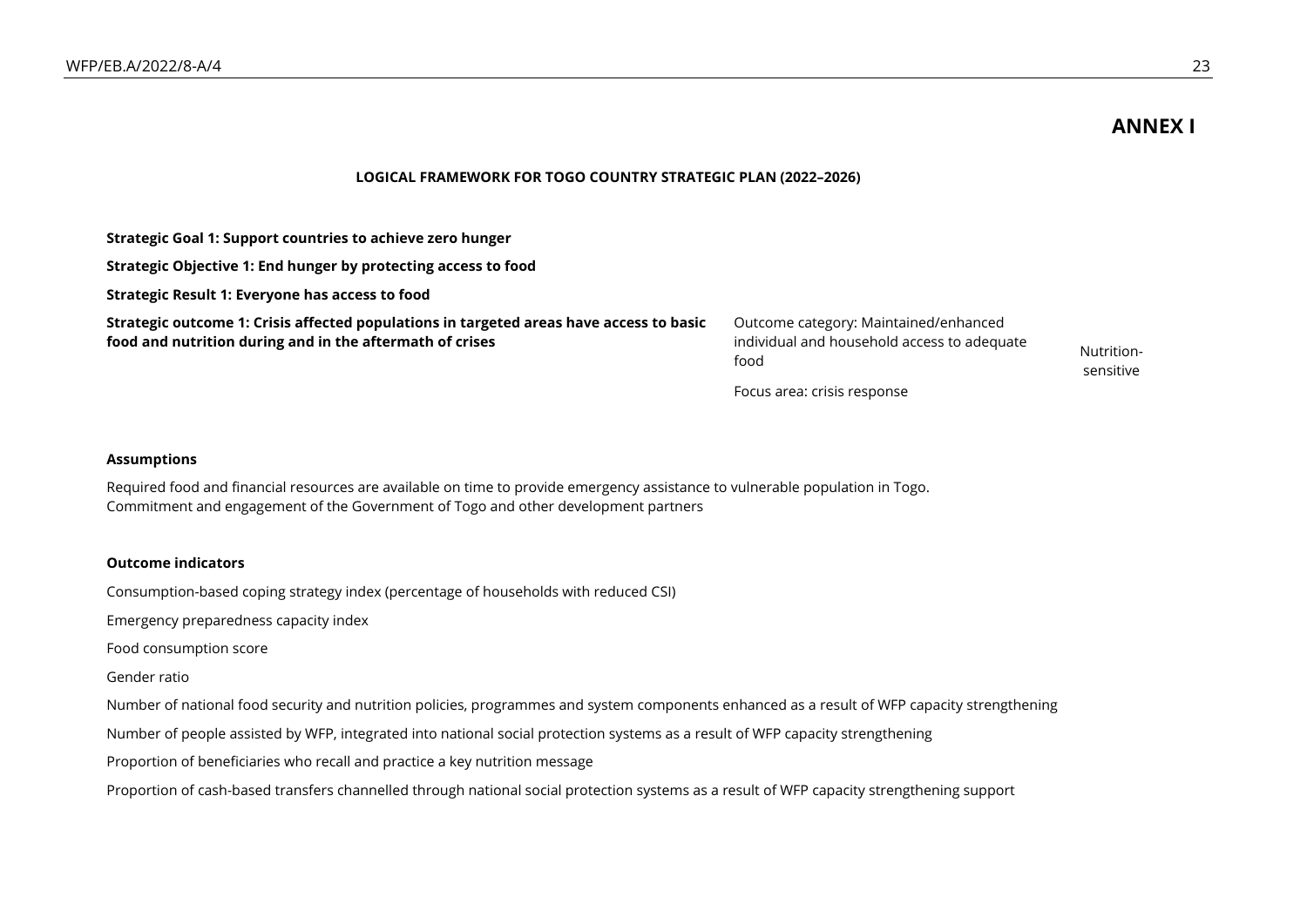# ANNEX I

**LOGICAL FRAMEWORK FOR TOGO COUNTRY STRATEGIC PLAN (2022–2026)**

**Strategic Goal 1: Support countries to achieve zero hunger**

**Strategic Objective 1: End hunger by protecting access to food**

**Strategic Result 1: Everyone has access to food**

| **Strategic outcome 1: Crisis affected populations in targeted areas have access to basic food and nutrition during and in the aftermath of crises** | Outcome category: Maintained/enhanced individual and household access to adequate food<br><br>Focus area: crisis response | Nutrition-sensitive |
|---|---|---|

**Assumptions**

Required food and financial resources are available on time to provide emergency assistance to vulnerable population in Togo.
Commitment and engagement of the Government of Togo and other development partners

**Outcome indicators**

Consumption-based coping strategy index (percentage of households with reduced CSI)

Emergency preparedness capacity index

Food consumption score

Gender ratio

Number of national food security and nutrition policies, programmes and system components enhanced as a result of WFP capacity strengthening

Number of people assisted by WFP, integrated into national social protection systems as a result of WFP capacity strengthening

Proportion of beneficiaries who recall and practice a key nutrition message

Proportion of cash-based transfers channelled through national social protection systems as a result of WFP capacity strengthening support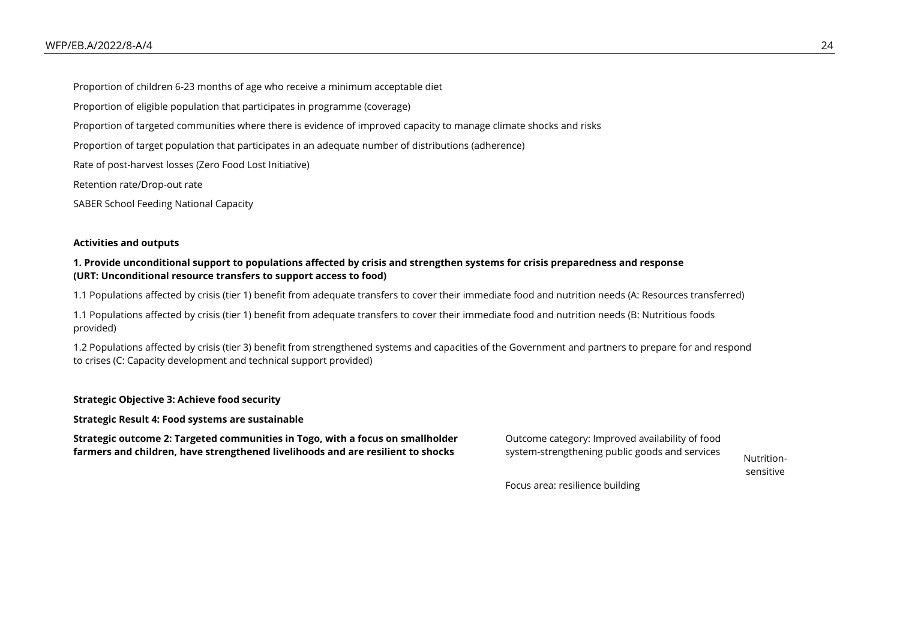Proportion of children 6-23 months of age who receive a minimum acceptable diet

Proportion of eligible population that participates in programme (coverage)

Proportion of targeted communities where there is evidence of improved capacity to manage climate shocks and risks

Proportion of target population that participates in an adequate number of distributions (adherence)

Rate of post-harvest losses (Zero Food Lost Initiative)

Retention rate/Drop-out rate

SABER School Feeding National Capacity

**Activities and outputs**

**1. Provide unconditional support to populations affected by crisis and strengthen systems for crisis preparedness and response (URT: Unconditional resource transfers to support access to food)**

1.1 Populations affected by crisis (tier 1) benefit from adequate transfers to cover their immediate food and nutrition needs (A: Resources transferred)

1.1 Populations affected by crisis (tier 1) benefit from adequate transfers to cover their immediate food and nutrition needs (B: Nutritious foods provided)

1.2 Populations affected by crisis (tier 3) benefit from strengthened systems and capacities of the Government and partners to prepare for and respond to crises (C: Capacity development and technical support provided)

**Strategic Objective 3: Achieve food security**

**Strategic Result 4: Food systems are sustainable**

| **Strategic outcome 2: Targeted communities in Togo, with a focus on smallholder farmers and children, have strengthened livelihoods and are resilient to shocks** | Outcome category: Improved availability of food system-strengthening public goods and services<br><br>Focus area: resilience building | Nutrition-sensitive |
|---|---|---|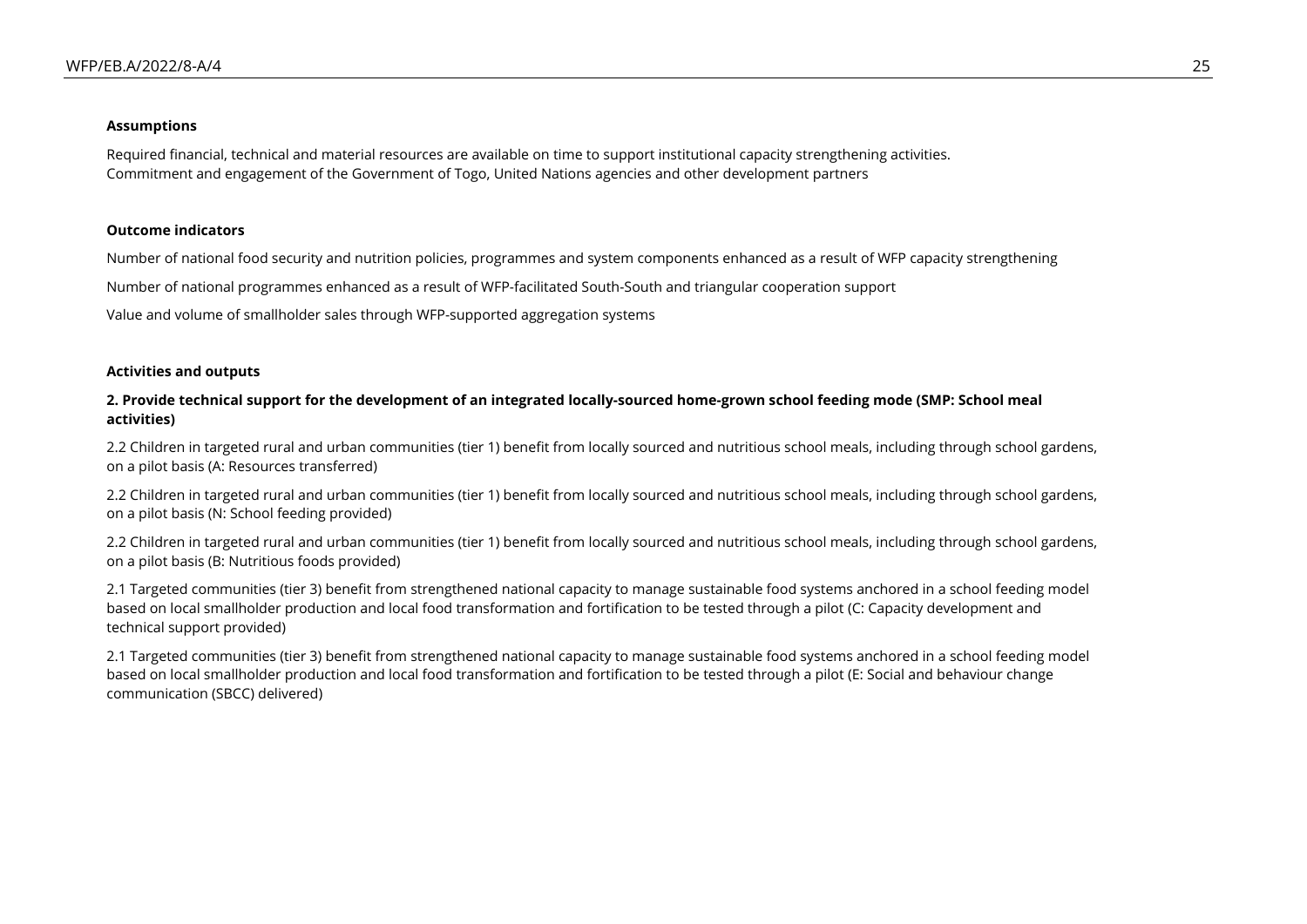**Assumptions**

Required financial, technical and material resources are available on time to support institutional capacity strengthening activities.
Commitment and engagement of the Government of Togo, United Nations agencies and other development partners

**Outcome indicators**

Number of national food security and nutrition policies, programmes and system components enhanced as a result of WFP capacity strengthening

Number of national programmes enhanced as a result of WFP-facilitated South-South and triangular cooperation support

Value and volume of smallholder sales through WFP-supported aggregation systems

**Activities and outputs**

**2. Provide technical support for the development of an integrated locally-sourced home-grown school feeding mode (SMP: School meal activities)**

2.2 Children in targeted rural and urban communities (tier 1) benefit from locally sourced and nutritious school meals, including through school gardens, on a pilot basis (A: Resources transferred)

2.2 Children in targeted rural and urban communities (tier 1) benefit from locally sourced and nutritious school meals, including through school gardens, on a pilot basis (N: School feeding provided)

2.2 Children in targeted rural and urban communities (tier 1) benefit from locally sourced and nutritious school meals, including through school gardens, on a pilot basis (B: Nutritious foods provided)

2.1 Targeted communities (tier 3) benefit from strengthened national capacity to manage sustainable food systems anchored in a school feeding model based on local smallholder production and local food transformation and fortification to be tested through a pilot (C: Capacity development and technical support provided)

2.1 Targeted communities (tier 3) benefit from strengthened national capacity to manage sustainable food systems anchored in a school feeding model based on local smallholder production and local food transformation and fortification to be tested through a pilot (E: Social and behaviour change communication (SBCC) delivered)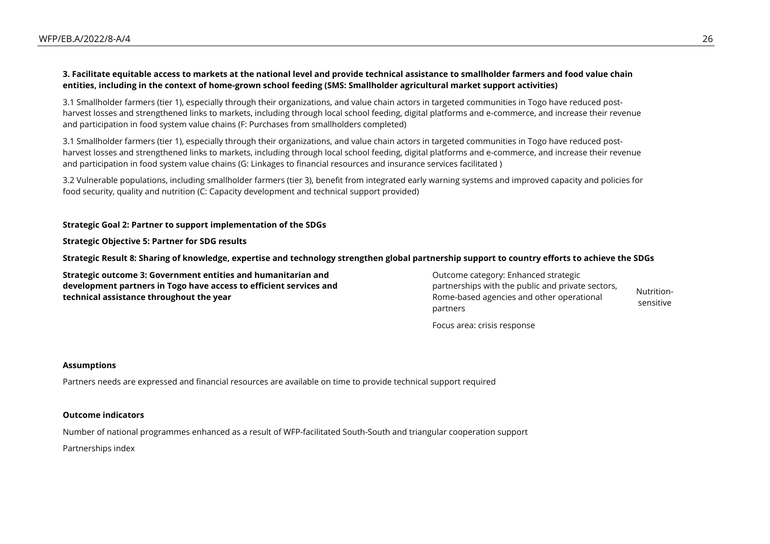**3. Facilitate equitable access to markets at the national level and provide technical assistance to smallholder farmers and food value chain entities, including in the context of home-grown school feeding (SMS: Smallholder agricultural market support activities)**

3.1 Smallholder farmers (tier 1), especially through their organizations, and value chain actors in targeted communities in Togo have reduced post-harvest losses and strengthened links to markets, including through local school feeding, digital platforms and e-commerce, and increase their revenue and participation in food system value chains (F: Purchases from smallholders completed)

3.1 Smallholder farmers (tier 1), especially through their organizations, and value chain actors in targeted communities in Togo have reduced post-harvest losses and strengthened links to markets, including through local school feeding, digital platforms and e-commerce, and increase their revenue and participation in food system value chains (G: Linkages to financial resources and insurance services facilitated )

3.2 Vulnerable populations, including smallholder farmers (tier 3), benefit from integrated early warning systems and improved capacity and policies for food security, quality and nutrition (C: Capacity development and technical support provided)

**Strategic Goal 2: Partner to support implementation of the SDGs**

**Strategic Objective 5: Partner for SDG results**

**Strategic Result 8: Sharing of knowledge, expertise and technology strengthen global partnership support to country efforts to achieve the SDGs**

| | | |
|---|---|---|
| **Strategic outcome 3: Government entities and humanitarian and development partners in Togo have access to efficient services and technical assistance throughout the year** | Outcome category: Enhanced strategic partnerships with the public and private sectors, Rome-based agencies and other operational partners | Nutrition-sensitive |
| | Focus area: crisis response | |

**Assumptions**

Partners needs are expressed and financial resources are available on time to provide technical support required

**Outcome indicators**

Number of national programmes enhanced as a result of WFP-facilitated South-South and triangular cooperation support

Partnerships index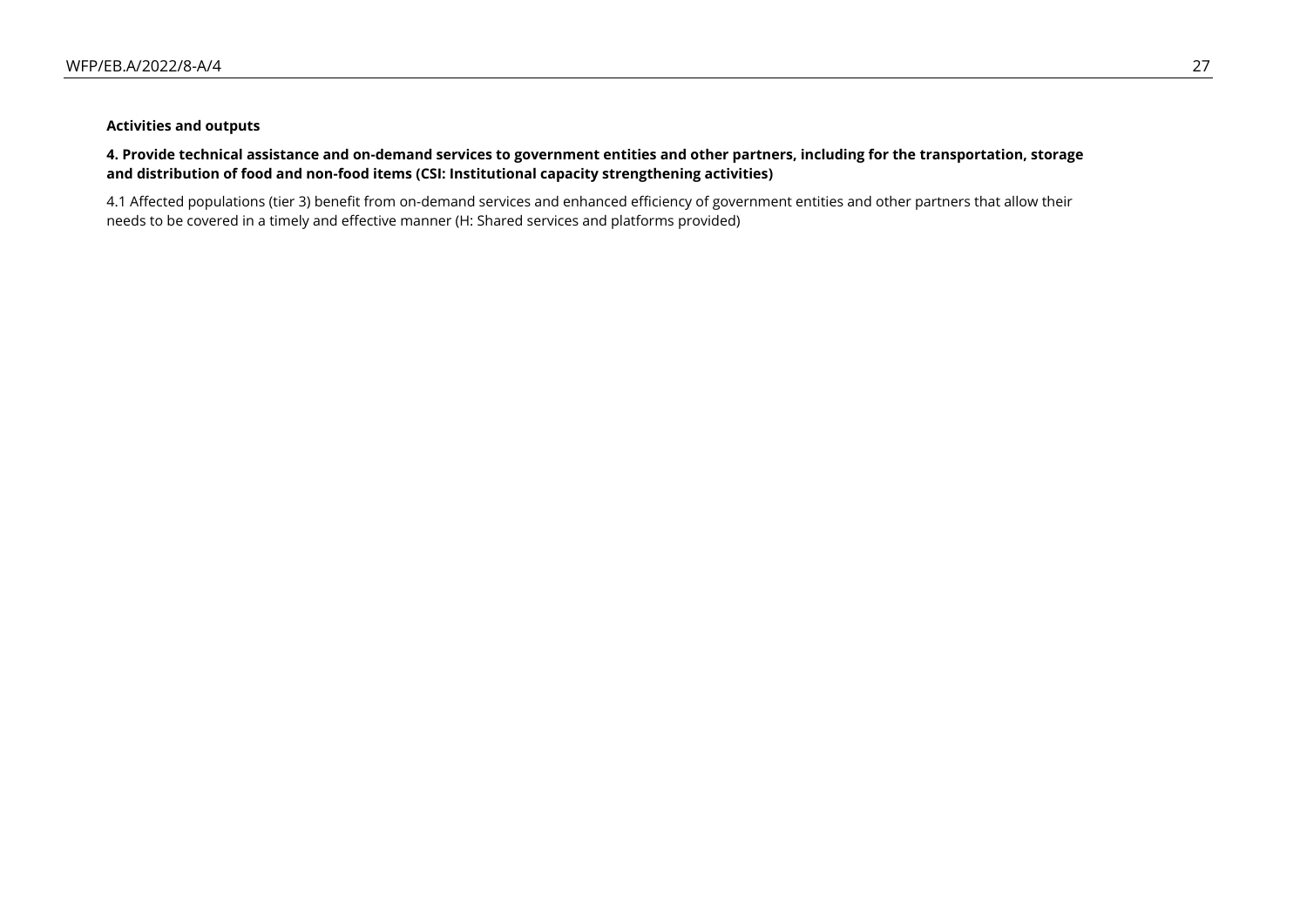**Activities and outputs**

**4. Provide technical assistance and on-demand services to government entities and other partners, including for the transportation, storage and distribution of food and non-food items (CSI: Institutional capacity strengthening activities)**

4.1 Affected populations (tier 3) benefit from on-demand services and enhanced efficiency of government entities and other partners that allow their needs to be covered in a timely and effective manner (H: Shared services and platforms provided)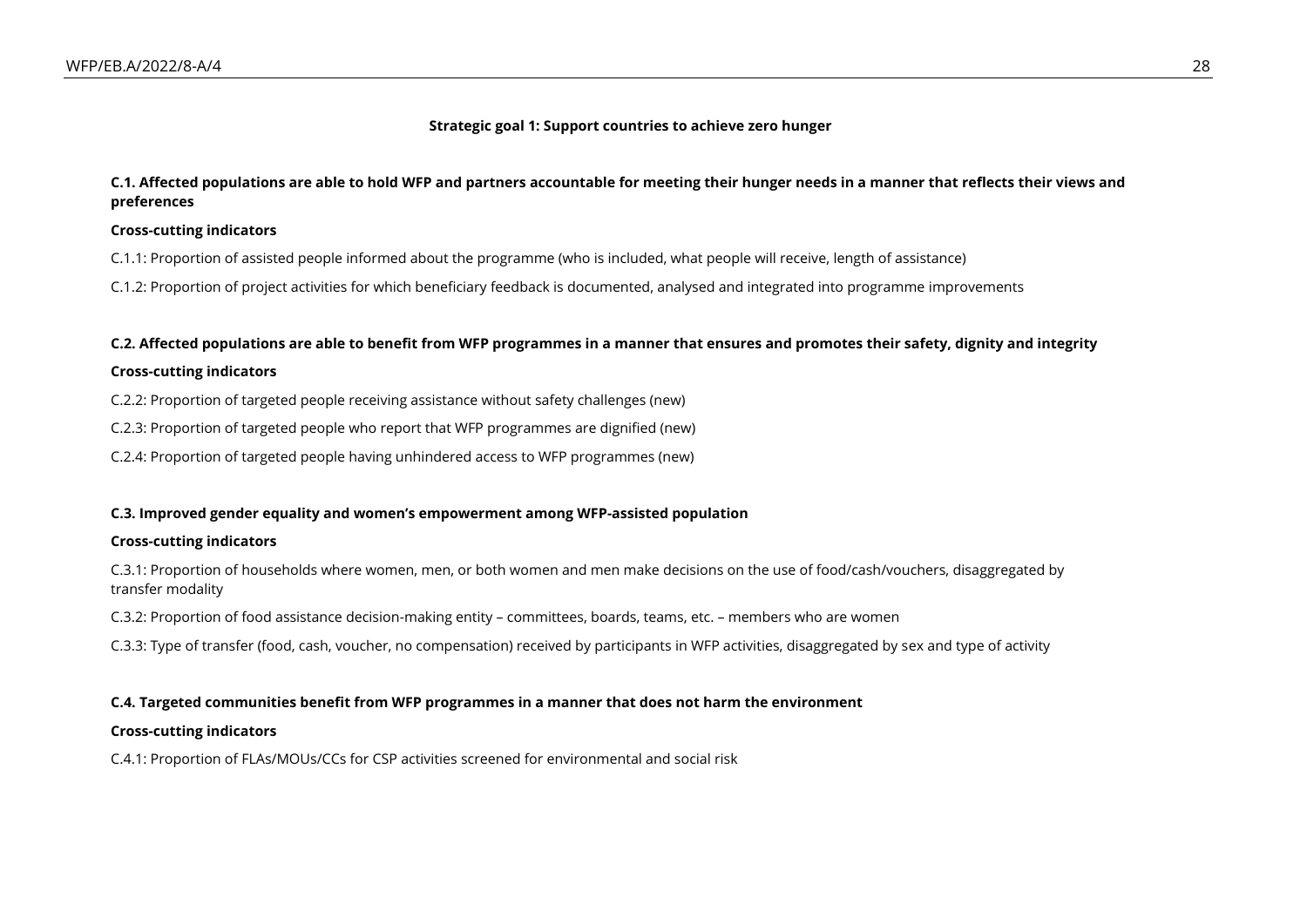**Strategic goal 1: Support countries to achieve zero hunger**

**C.1. Affected populations are able to hold WFP and partners accountable for meeting their hunger needs in a manner that reflects their views and preferences**

**Cross-cutting indicators**

C.1.1: Proportion of assisted people informed about the programme (who is included, what people will receive, length of assistance)

C.1.2: Proportion of project activities for which beneficiary feedback is documented, analysed and integrated into programme improvements

**C.2. Affected populations are able to benefit from WFP programmes in a manner that ensures and promotes their safety, dignity and integrity**

**Cross-cutting indicators**

C.2.2: Proportion of targeted people receiving assistance without safety challenges (new)

C.2.3: Proportion of targeted people who report that WFP programmes are dignified (new)

C.2.4: Proportion of targeted people having unhindered access to WFP programmes (new)

**C.3. Improved gender equality and women's empowerment among WFP-assisted population**

**Cross-cutting indicators**

C.3.1: Proportion of households where women, men, or both women and men make decisions on the use of food/cash/vouchers, disaggregated by transfer modality

C.3.2: Proportion of food assistance decision-making entity – committees, boards, teams, etc. – members who are women

C.3.3: Type of transfer (food, cash, voucher, no compensation) received by participants in WFP activities, disaggregated by sex and type of activity

**C.4. Targeted communities benefit from WFP programmes in a manner that does not harm the environment**

**Cross-cutting indicators**

C.4.1: Proportion of FLAs/MOUs/CCs for CSP activities screened for environmental and social risk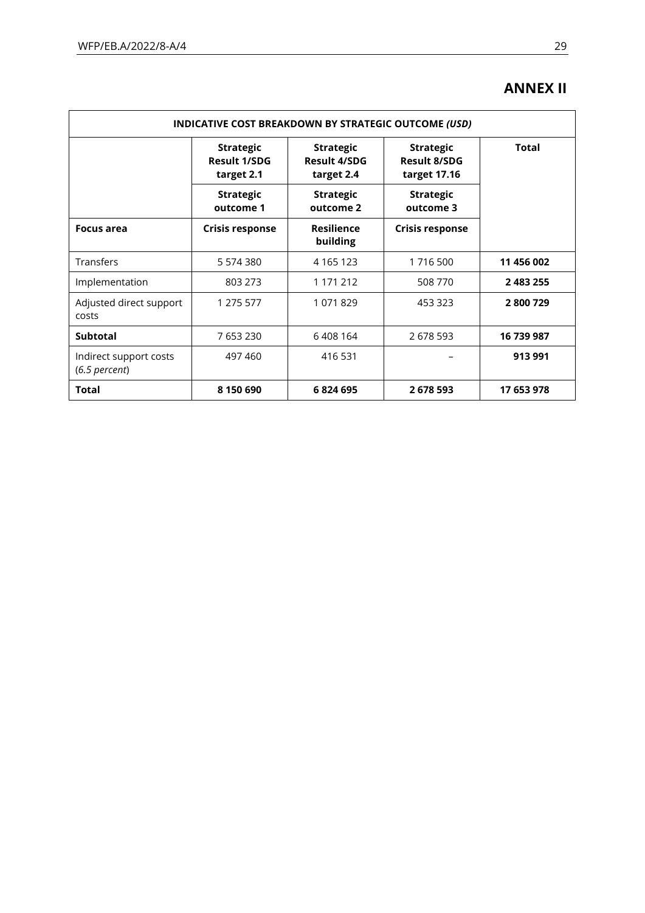# ANNEX II

| INDICATIVE COST BREAKDOWN BY STRATEGIC OUTCOME *(USD)* | | | | |
|---|---|---|---|---|
| | **Strategic Result 1/SDG target 2.1** | **Strategic Result 4/SDG target 2.4** | **Strategic Result 8/SDG target 17.16** | **Total** |
| | **Strategic outcome 1** | **Strategic outcome 2** | **Strategic outcome 3** | |
| **Focus area** | **Crisis response** | **Resilience building** | **Crisis response** | |
| Transfers | 5 574 380 | 4 165 123 | 1 716 500 | **11 456 002** |
| Implementation | 803 273 | 1 171 212 | 508 770 | **2 483 255** |
| Adjusted direct support costs | 1 275 577 | 1 071 829 | 453 323 | **2 800 729** |
| **Subtotal** | 7 653 230 | 6 408 164 | 2 678 593 | **16 739 987** |
| Indirect support costs (*6.5 percent*) | 497 460 | 416 531 | – | **913 991** |
| **Total** | **8 150 690** | **6 824 695** | **2 678 593** | **17 653 978** |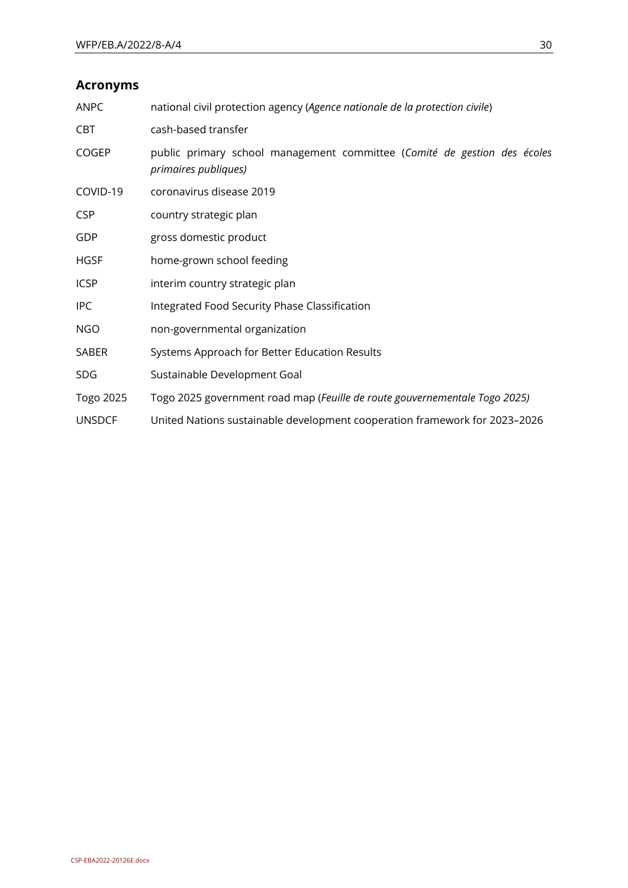## Acronyms

| | |
|---|---|
| ANPC | national civil protection agency (*Agence nationale de la protection civile*) |
| CBT | cash-based transfer |
| COGEP | public primary school management committee (*Comité de gestion des écoles primaires publiques)* |
| COVID-19 | coronavirus disease 2019 |
| CSP | country strategic plan |
| GDP | gross domestic product |
| HGSF | home-grown school feeding |
| ICSP | interim country strategic plan |
| IPC | Integrated Food Security Phase Classification |
| NGO | non-governmental organization |
| SABER | Systems Approach for Better Education Results |
| SDG | Sustainable Development Goal |
| Togo 2025 | Togo 2025 government road map (*Feuille de route gouvernementale Togo 2025)* |
| UNSDCF | United Nations sustainable development cooperation framework for 2023–2026 |